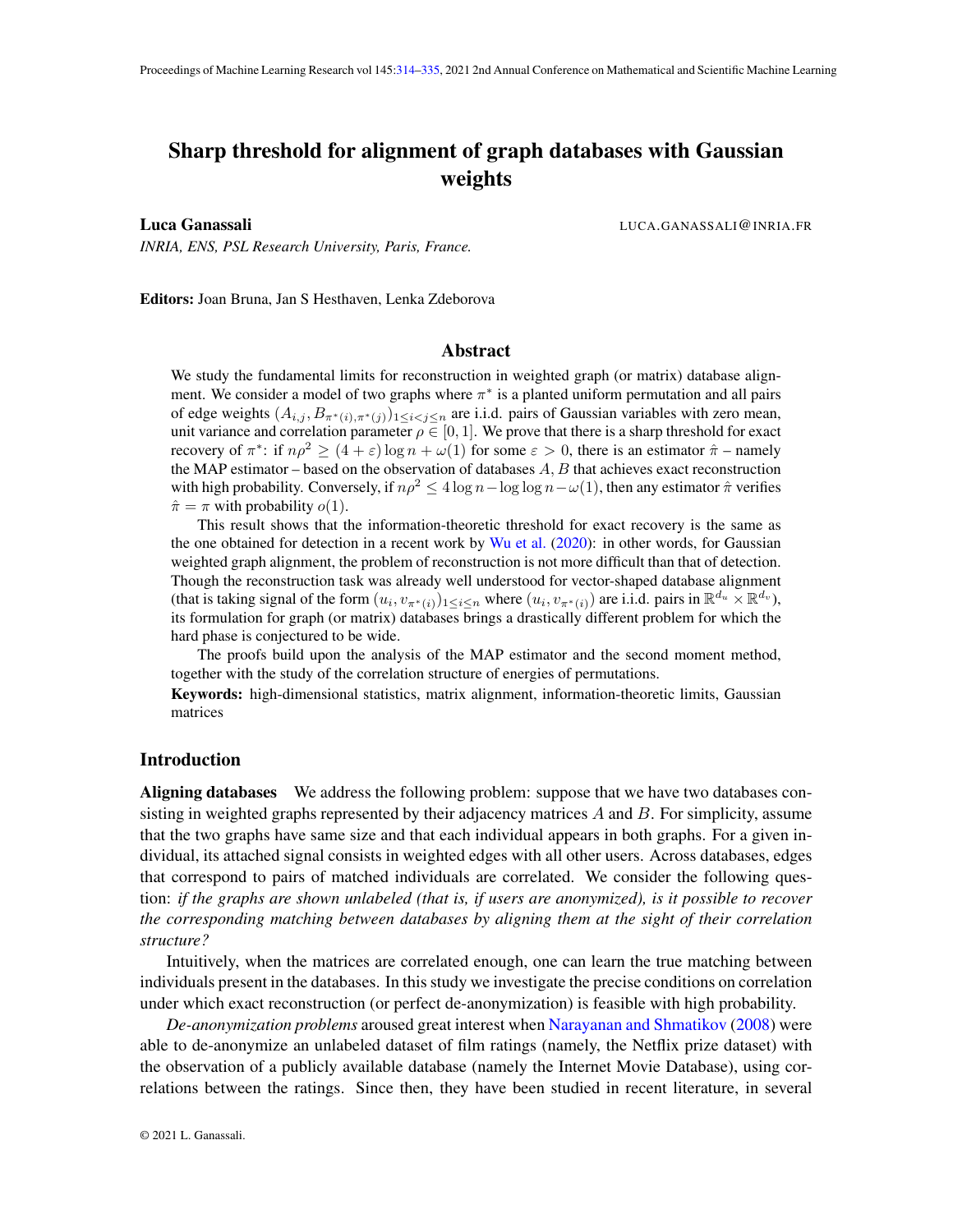# Sharp threshold for alignment of graph databases with Gaussian weights

**Luca Ganassali** LUCA.GANASSALI@INRIA.FR

*INRIA, ENS, PSL Research University, Paris, France.*

**Editors:** Joan Bruna, Jan S Hesthaven, Lenka Zdeborova

## Abstract

We study the fundamental limits for reconstruction in weighted graph (or matrix) database alignment. We consider a model of two graphs where $\pi^*$ is a planted uniform permutation and all pairs of edge weights $(A_{i,j}, B_{\pi^*(i),\pi^*(j)})_{1 \leq i < j \leq n}$ are i.i.d. pairs of Gaussian variables with zero mean, unit variance and correlation parameter $\rho \in [0, 1]$. We prove that there is a sharp threshold for exact recovery of $\pi^*$: if $n\rho^2 \geq (4 + \varepsilon) \log n + \omega(1)$ for some $\varepsilon > 0$, there is an estimator $\hat{\pi}$ – namely the MAP estimator – based on the observation of databases $A, B$ that achieves exact reconstruction with high probability. Conversely, if $n\rho^2 \leq 4 \log n - \log \log n - \omega(1)$, then any estimator $\hat{\pi}$ verifies $\hat{\pi} = \pi$ with probability $o(1)$.

This result shows that the information-theoretic threshold for exact recovery is the same as the one obtained for detection in a recent work by Wu et al. (2020): in other words, for Gaussian weighted graph alignment, the problem of reconstruction is not more difficult than that of detection. Though the reconstruction task was already well understood for vector-shaped database alignment (that is taking signal of the form $(u_i, v_{\pi^*(i)})_{1 \leq i \leq n}$ where $(u_i, v_{\pi^*(i)})$ are i.i.d. pairs in $\mathbb{R}^{d_u} \times \mathbb{R}^{d_v}$), its formulation for graph (or matrix) databases brings a drastically different problem for which the hard phase is conjectured to be wide.

The proofs build upon the analysis of the MAP estimator and the second moment method, together with the study of the correlation structure of energies of permutations.

**Keywords:** high-dimensional statistics, matrix alignment, information-theoretic limits, Gaussian matrices

## Introduction

**Aligning databases** We address the following problem: suppose that we have two databases consisting in weighted graphs represented by their adjacency matrices $A$ and $B$. For simplicity, assume that the two graphs have same size and that each individual appears in both graphs. For a given individual, its attached signal consists in weighted edges with all other users. Across databases, edges that correspond to pairs of matched individuals are correlated. We consider the following question: *if the graphs are shown unlabeled (that is, if users are anonymized), is it possible to recover the corresponding matching between databases by aligning them at the sight of their correlation structure?*

Intuitively, when the matrices are correlated enough, one can learn the true matching between individuals present in the databases. In this study we investigate the precise conditions on correlation under which exact reconstruction (or perfect de-anonymization) is feasible with high probability.

*De-anonymization problems* aroused great interest when Narayanan and Shmatikov (2008) were able to de-anonymize an unlabeled dataset of film ratings (namely, the Netflix prize dataset) with the observation of a publicly available database (namely the Internet Movie Database), using correlations between the ratings. Since then, they have been studied in recent literature, in several

© 2021 L. Ganassali.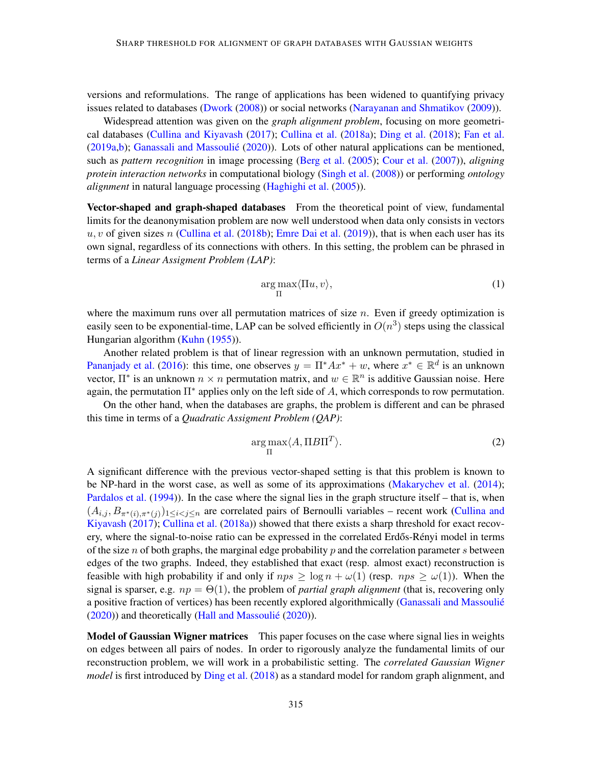versions and reformulations. The range of applications has been widened to quantifying privacy issues related to databases (Dwork (2008)) or social networks (Narayanan and Shmatikov (2009)).

Widespread attention was given on the *graph alignment problem*, focusing on more geometrical databases (Cullina and Kiyavash (2017); Cullina et al. (2018a); Ding et al. (2018); Fan et al. (2019a,b); Ganassali and Massoulié (2020)). Lots of other natural applications can be mentioned, such as *pattern recognition* in image processing (Berg et al. (2005); Cour et al. (2007)), *aligning protein interaction networks* in computational biology (Singh et al. (2008)) or performing *ontology alignment* in natural language processing (Haghighi et al. (2005)).

**Vector-shaped and graph-shaped databases** From the theoretical point of view, fundamental limits for the deanonymisation problem are now well understood when data only consists in vectors $u, v$ of given sizes $n$ (Cullina et al. (2018b); Emre Dai et al. (2019)), that is when each user has its own signal, regardless of its connections with others. In this setting, the problem can be phrased in terms of a *Linear Assigment Problem (LAP)*:

$$\arg\max_{\Pi} \langle \Pi u, v \rangle, \tag{1}$$

where the maximum runs over all permutation matrices of size $n$. Even if greedy optimization is easily seen to be exponential-time, LAP can be solved efficiently in $O(n^3)$ steps using the classical Hungarian algorithm (Kuhn (1955)).

Another related problem is that of linear regression with an unknown permutation, studied in Pananjady et al. (2016): this time, one observes $y = \Pi^* A x^* + w$, where $x^* \in \mathbb{R}^d$ is an unknown vector, $\Pi^*$ is an unknown $n \times n$ permutation matrix, and $w \in \mathbb{R}^n$ is additive Gaussian noise. Here again, the permutation $\Pi^*$ applies only on the left side of $A$, which corresponds to row permutation.

On the other hand, when the databases are graphs, the problem is different and can be phrased this time in terms of a *Quadratic Assigment Problem (QAP)*:

$$\arg\max_{\Pi} \langle A, \Pi B \Pi^T \rangle. \tag{2}$$

A significant difference with the previous vector-shaped setting is that this problem is known to be NP-hard in the worst case, as well as some of its approximations (Makarychev et al. (2014); Pardalos et al. (1994)). In the case where the signal lies in the graph structure itself – that is, when $(A_{i,j}, B_{\pi^*(i),\pi^*(j)})_{1 \leq i < j \leq n}$ are correlated pairs of Bernoulli variables – recent work (Cullina and Kiyavash (2017); Cullina et al. (2018a)) showed that there exists a sharp threshold for exact recovery, where the signal-to-noise ratio can be expressed in the correlated Erdős-Rényi model in terms of the size $n$ of both graphs, the marginal edge probability $p$ and the correlation parameter $s$ between edges of the two graphs. Indeed, they established that exact (resp. almost exact) reconstruction is feasible with high probability if and only if $nps \geq \log n + \omega(1)$ (resp. $nps \geq \omega(1)$). When the signal is sparser, e.g. $np = \Theta(1)$, the problem of *partial graph alignment* (that is, recovering only a positive fraction of vertices) has been recently explored algorithmically (Ganassali and Massoulié (2020)) and theoretically (Hall and Massoulié (2020)).

**Model of Gaussian Wigner matrices** This paper focuses on the case where signal lies in weights on edges between all pairs of nodes. In order to rigorously analyze the fundamental limits of our reconstruction problem, we will work in a probabilistic setting. The *correlated Gaussian Wigner model* is first introduced by Ding et al. (2018) as a standard model for random graph alignment, and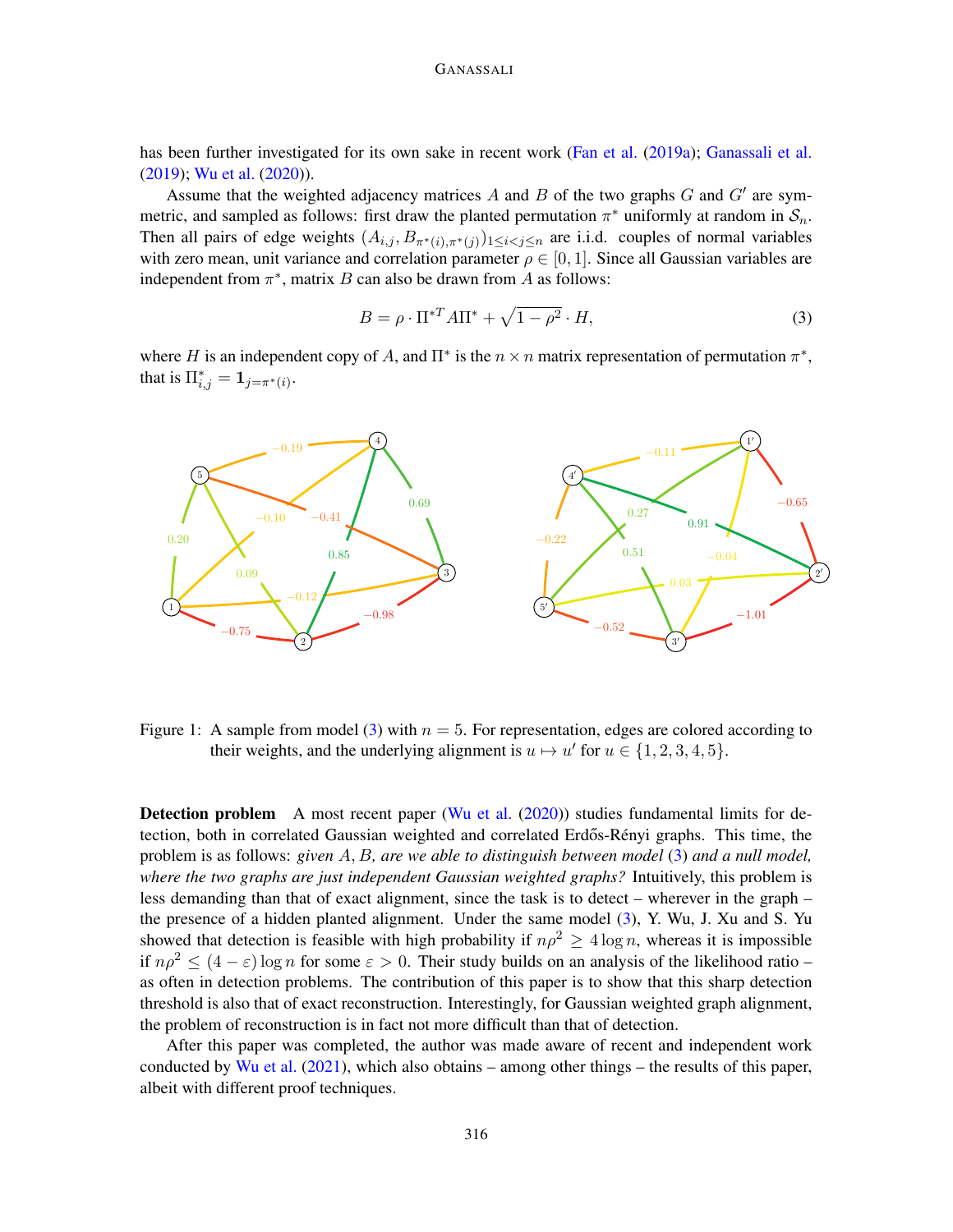has been further investigated for its own sake in recent work (Fan et al. (2019a); Ganassali et al. (2019); Wu et al. (2020)).

Assume that the weighted adjacency matrices $A$ and $B$ of the two graphs $G$ and $G'$ are symmetric, and sampled as follows: first draw the planted permutation $\pi^*$ uniformly at random in $\mathcal{S}_n$. Then all pairs of edge weights $(A_{i,j}, B_{\pi^*(i),\pi^*(j)})_{1 \leq i < j \leq n}$ are i.i.d. couples of normal variables with zero mean, unit variance and correlation parameter $\rho \in [0, 1]$. Since all Gaussian variables are independent from $\pi^*$, matrix $B$ can also be drawn from $A$ as follows:

$$B = \rho \cdot \Pi^{*T} A \Pi^* + \sqrt{1 - \rho^2} \cdot H, \tag{3}$$

where $H$ is an independent copy of $A$, and $\Pi^*$ is the $n \times n$ matrix representation of permutation $\pi^*$, that is $\Pi^*_{i,j} = \mathbf{1}_{j=\pi^*(i)}$.

Figure 1: A sample from model (3) with $n = 5$. For representation, edges are colored according to their weights, and the underlying alignment is $u \mapsto u'$ for $u \in \{1, 2, 3, 4, 5\}$.

**Detection problem** A most recent paper (Wu et al. (2020)) studies fundamental limits for detection, both in correlated Gaussian weighted and correlated Erdős-Rényi graphs. This time, the problem is as follows: *given $A, B$, are we able to distinguish between model (3) and a null model, where the two graphs are just independent Gaussian weighted graphs?* Intuitively, this problem is less demanding than that of exact alignment, since the task is to detect – wherever in the graph – the presence of a hidden planted alignment. Under the same model (3), Y. Wu, J. Xu and S. Yu showed that detection is feasible with high probability if $n\rho^2 \geq 4 \log n$, whereas it is impossible if $n\rho^2 \leq (4 - \varepsilon) \log n$ for some $\varepsilon > 0$. Their study builds on an analysis of the likelihood ratio – as often in detection problems. The contribution of this paper is to show that this sharp detection threshold is also that of exact reconstruction. Interestingly, for Gaussian weighted graph alignment, the problem of reconstruction is in fact not more difficult than that of detection.

After this paper was completed, the author was made aware of recent and independent work conducted by Wu et al. (2021), which also obtains – among other things – the results of this paper, albeit with different proof techniques.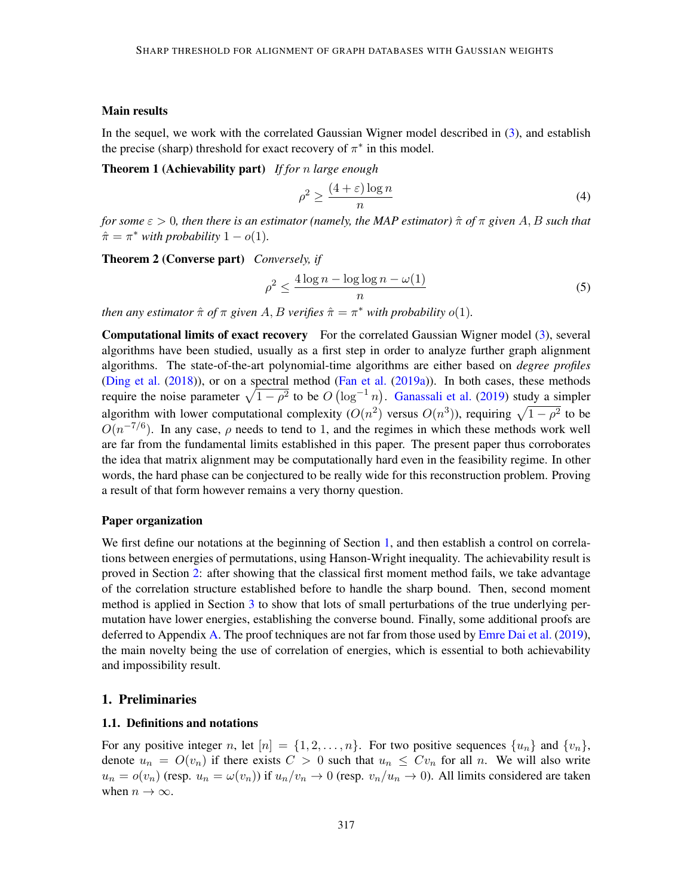### Main results

In the sequel, we work with the correlated Gaussian Wigner model described in (3), and establish the precise (sharp) threshold for exact recovery of $\pi^*$ in this model.

**Theorem 1 (Achievability part)** *If for $n$ large enough*

$$\rho^2 \geq \frac{(4+\varepsilon)\log n}{n} \tag{4}$$

*for some $\varepsilon > 0$, then there is an estimator (namely, the MAP estimator) $\hat{\pi}$ of $\pi$ given $A, B$ such that $\hat{\pi} = \pi^*$ with probability $1 - o(1)$.*

**Theorem 2 (Converse part)** *Conversely, if*

$$\rho^2 \leq \frac{4\log n - \log\log n - \omega(1)}{n} \tag{5}$$

*then any estimator $\hat{\pi}$ of $\pi$ given $A, B$ verifies $\hat{\pi} = \pi^*$ with probability $o(1)$.*

**Computational limits of exact recovery** For the correlated Gaussian Wigner model (3), several algorithms have been studied, usually as a first step in order to analyze further graph alignment algorithms. The state-of-the-art polynomial-time algorithms are either based on *degree profiles* (Ding et al. (2018)), or on a spectral method (Fan et al. (2019a)). In both cases, these methods require the noise parameter $\sqrt{1-\rho^2}$ to be $O\left(\log^{-1} n\right)$. Ganassali et al. (2019) study a simpler algorithm with lower computational complexity ($O(n^2)$ versus $O(n^3)$), requiring $\sqrt{1-\rho^2}$ to be $O(n^{-7/6})$. In any case, $\rho$ needs to tend to 1, and the regimes in which these methods work well are far from the fundamental limits established in this paper. The present paper thus corroborates the idea that matrix alignment may be computationally hard even in the feasibility regime. In other words, the hard phase can be conjectured to be really wide for this reconstruction problem. Proving a result of that form however remains a very thorny question.

### Paper organization

We first define our notations at the beginning of Section 1, and then establish a control on correlations between energies of permutations, using Hanson-Wright inequality. The achievability result is proved in Section 2: after showing that the classical first moment method fails, we take advantage of the correlation structure established before to handle the sharp bound. Then, second moment method is applied in Section 3 to show that lots of small perturbations of the true underlying permutation have lower energies, establishing the converse bound. Finally, some additional proofs are deferred to Appendix A. The proof techniques are not far from those used by Emre Dai et al. (2019), the main novelty being the use of correlation of energies, which is essential to both achievability and impossibility result.

## 1. Preliminaries

### 1.1. Definitions and notations

For any positive integer $n$, let $[n] = \{1, 2, \ldots, n\}$. For two positive sequences $\{u_n\}$ and $\{v_n\}$, denote $u_n = O(v_n)$ if there exists $C > 0$ such that $u_n \leq C v_n$ for all $n$. We will also write $u_n = o(v_n)$ (resp. $u_n = \omega(v_n)$) if $u_n/v_n \to 0$ (resp. $v_n/u_n \to 0$). All limits considered are taken when $n \to \infty$.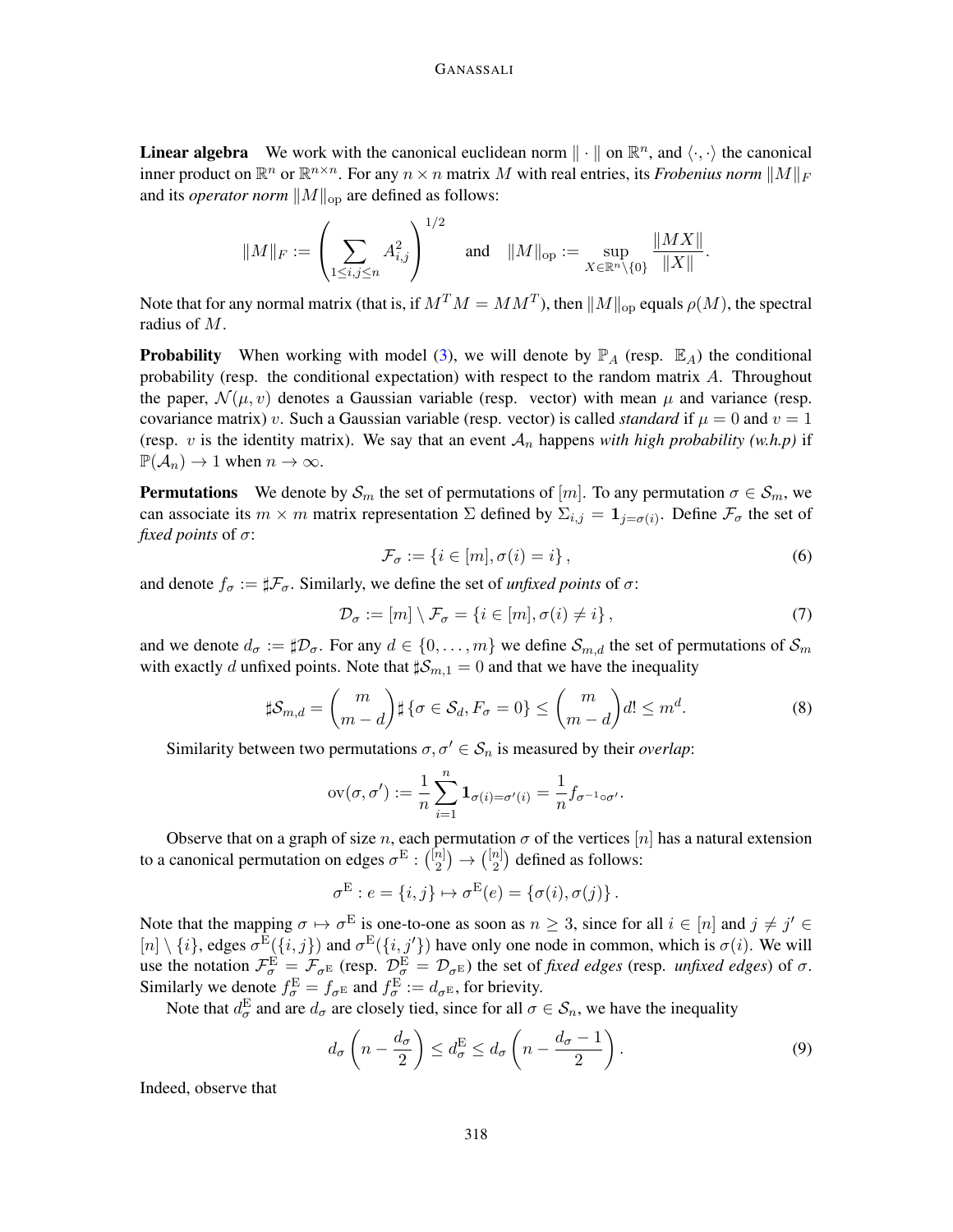**Linear algebra** We work with the canonical euclidean norm $\| \cdot \|$ on $\mathbb{R}^n$, and $\langle \cdot, \cdot \rangle$ the canonical inner product on $\mathbb{R}^n$ or $\mathbb{R}^{n \times n}$. For any $n \times n$ matrix $M$ with real entries, its *Frobenius norm* $\|M\|_F$ and its *operator norm* $\|M\|_{\mathrm{op}}$ are defined as follows:

$$\|M\|_F := \left( \sum_{1 \leq i,j \leq n} A_{i,j}^2 \right)^{1/2} \quad \text{and} \quad \|M\|_{\mathrm{op}} := \sup_{X \in \mathbb{R}^n \setminus \{0\}} \frac{\|MX\|}{\|X\|}.$$

Note that for any normal matrix (that is, if $M^T M = M M^T$), then $\|M\|_{\mathrm{op}}$ equals $\rho(M)$, the spectral radius of $M$.

**Probability** When working with model (3), we will denote by $\mathbb{P}_A$ (resp. $\mathbb{E}_A$) the conditional probability (resp. the conditional expectation) with respect to the random matrix $A$. Throughout the paper, $\mathcal{N}(\mu, v)$ denotes a Gaussian variable (resp. vector) with mean $\mu$ and variance (resp. covariance matrix) $v$. Such a Gaussian variable (resp. vector) is called *standard* if $\mu = 0$ and $v = 1$ (resp. $v$ is the identity matrix). We say that an event $\mathcal{A}_n$ happens *with high probability (w.h.p)* if $\mathbb{P}(\mathcal{A}_n) \to 1$ when $n \to \infty$.

**Permutations** We denote by $\mathcal{S}_m$ the set of permutations of $[m]$. To any permutation $\sigma \in \mathcal{S}_m$, we can associate its $m \times m$ matrix representation $\Sigma$ defined by $\Sigma_{i,j} = \mathbf{1}_{j = \sigma(i)}$. Define $\mathcal{F}_\sigma$ the set of *fixed points* of $\sigma$:

$$\mathcal{F}_\sigma := \{ i \in [m], \sigma(i) = i \}, \tag{6}$$

and denote $f_\sigma := \sharp \mathcal{F}_\sigma$. Similarly, we define the set of *unfixed points* of $\sigma$:

$$\mathcal{D}_\sigma := [m] \setminus \mathcal{F}_\sigma = \{ i \in [m], \sigma(i) \neq i \}, \tag{7}$$

and we denote $d_\sigma := \sharp \mathcal{D}_\sigma$. For any $d \in \{0, \ldots, m\}$ we define $\mathcal{S}_{m,d}$ the set of permutations of $\mathcal{S}_m$ with exactly $d$ unfixed points. Note that $\sharp \mathcal{S}_{m,1} = 0$ and that we have the inequality

$$\sharp \mathcal{S}_{m,d} = \binom{m}{m-d} \sharp \{ \sigma \in \mathcal{S}_d, F_\sigma = 0 \} \leq \binom{m}{m-d} d! \leq m^d. \tag{8}$$

Similarity between two permutations $\sigma, \sigma' \in \mathcal{S}_n$ is measured by their *overlap*:

$$\mathrm{ov}(\sigma, \sigma') := \frac{1}{n} \sum_{i=1}^n \mathbf{1}_{\sigma(i) = \sigma'(i)} = \frac{1}{n} f_{\sigma^{-1} \circ \sigma'}.$$

Observe that on a graph of size $n$, each permutation $\sigma$ of the vertices $[n]$ has a natural extension to a canonical permutation on edges $\sigma^{\mathrm{E}} : \binom{[n]}{2} \to \binom{[n]}{2}$ defined as follows:

$$\sigma^{\mathrm{E}} : e = \{i,j\} \mapsto \sigma^{\mathrm{E}}(e) = \{\sigma(i), \sigma(j)\}.$$

Note that the mapping $\sigma \mapsto \sigma^{\mathrm{E}}$ is one-to-one as soon as $n \geq 3$, since for all $i \in [n]$ and $j \neq j' \in [n] \setminus \{i\}$, edges $\sigma^{\mathrm{E}}(\{i,j\})$ and $\sigma^{\mathrm{E}}(\{i,j'\})$ have only one node in common, which is $\sigma(i)$. We will use the notation $\mathcal{F}_\sigma^{\mathrm{E}} = \mathcal{F}_{\sigma^{\mathrm{E}}}$ (resp. $\mathcal{D}_\sigma^{\mathrm{E}} = \mathcal{D}_{\sigma^{\mathrm{E}}}$) the set of *fixed edges* (resp. *unfixed edges*) of $\sigma$. Similarly we denote $f_\sigma^{\mathrm{E}} = f_{\sigma^{\mathrm{E}}}$ and $f_\sigma^{\mathrm{E}} := d_{\sigma^{\mathrm{E}}}$, for brievity.

Note that $d_\sigma^{\mathrm{E}}$ and are $d_\sigma$ are closely tied, since for all $\sigma \in \mathcal{S}_n$, we have the inequality

$$d_\sigma \left( n - \frac{d_\sigma}{2} \right) \leq d_\sigma^{\mathrm{E}} \leq d_\sigma \left( n - \frac{d_\sigma - 1}{2} \right). \tag{9}$$

Indeed, observe that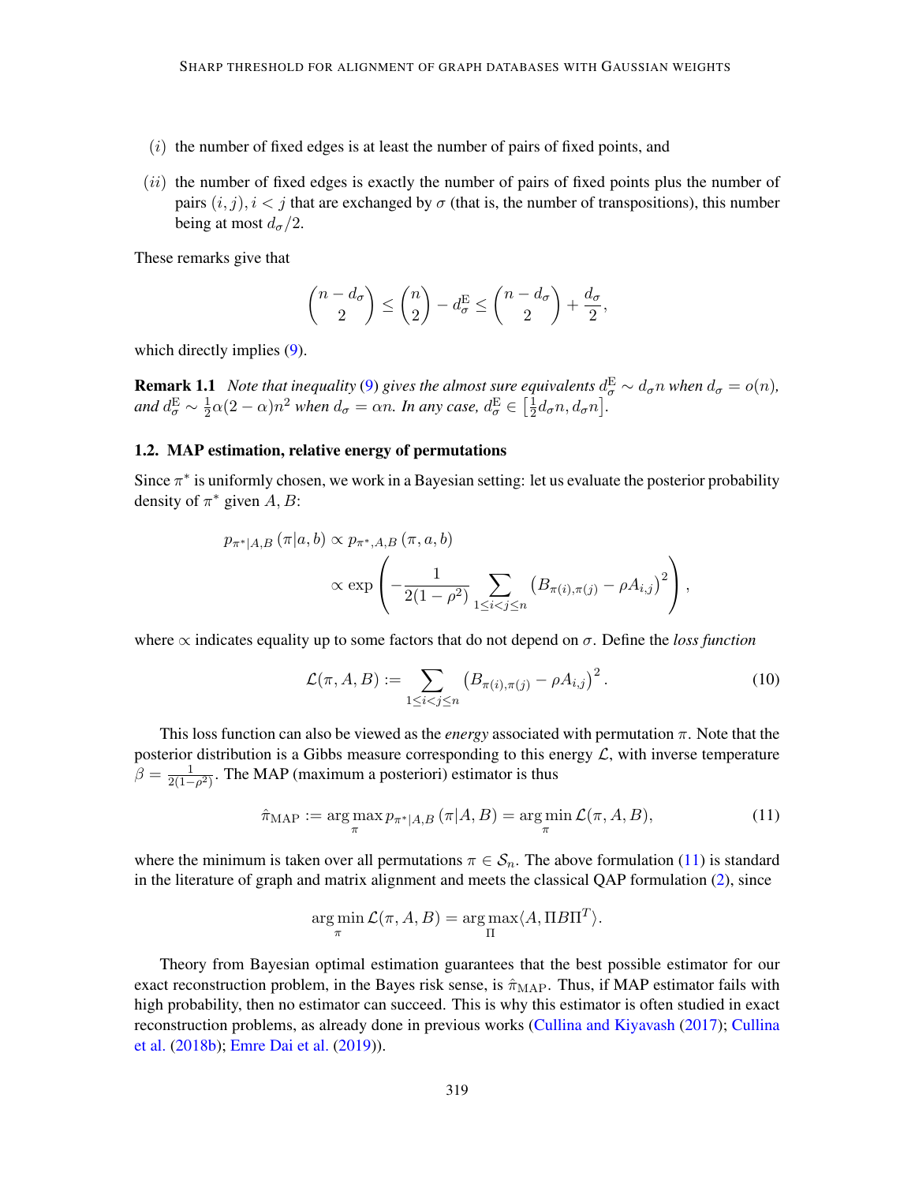(i) the number of fixed edges is at least the number of pairs of fixed points, and

(ii) the number of fixed edges is exactly the number of pairs of fixed points plus the number of pairs $(i, j), i < j$ that are exchanged by $\sigma$ (that is, the number of transpositions), this number being at most $d_\sigma/2$.

These remarks give that

$$\binom{n-d_\sigma}{2} \leq \binom{n}{2} - d_\sigma^{\mathrm{E}} \leq \binom{n-d_\sigma}{2} + \frac{d_\sigma}{2},$$

which directly implies (9).

**Remark 1.1** *Note that inequality (9) gives the almost sure equivalents $d_\sigma^{\mathrm{E}} \sim d_\sigma n$ when $d_\sigma = o(n)$, and $d_\sigma^{\mathrm{E}} \sim \frac{1}{2}\alpha(2-\alpha)n^2$ when $d_\sigma = \alpha n$. In any case, $d_\sigma^{\mathrm{E}} \in \left[\frac{1}{2}d_\sigma n, d_\sigma n\right]$.*

### 1.2. MAP estimation, relative energy of permutations

Since $\pi^*$ is uniformly chosen, we work in a Bayesian setting: let us evaluate the posterior probability density of $\pi^*$ given $A, B$:

$$\begin{aligned} p_{\pi^*|A,B}(\pi|a,b) &\propto p_{\pi^*,A,B}(\pi,a,b) \\ &\propto \exp\left(-\frac{1}{2(1-\rho^2)} \sum_{1\leq i<j\leq n} \left(B_{\pi(i),\pi(j)} - \rho A_{i,j}\right)^2\right), \end{aligned}$$

where $\propto$ indicates equality up to some factors that do not depend on $\sigma$. Define the *loss function*

$$\mathcal{L}(\pi, A, B) := \sum_{1\leq i<j\leq n} \left(B_{\pi(i),\pi(j)} - \rho A_{i,j}\right)^2. \tag{10}$$

This loss function can also be viewed as the *energy* associated with permutation $\pi$. Note that the posterior distribution is a Gibbs measure corresponding to this energy $\mathcal{L}$, with inverse temperature $\beta = \frac{1}{2(1-\rho^2)}$. The MAP (maximum a posteriori) estimator is thus

$$\hat{\pi}_{\mathrm{MAP}} := \arg\max_{\pi} p_{\pi^*|A,B}(\pi|A,B) = \arg\min_{\pi} \mathcal{L}(\pi, A, B), \tag{11}$$

where the minimum is taken over all permutations $\pi \in \mathcal{S}_n$. The above formulation (11) is standard in the literature of graph and matrix alignment and meets the classical QAP formulation (2), since

$$\arg\min_{\pi} \mathcal{L}(\pi, A, B) = \arg\max_{\Pi} \langle A, \Pi B \Pi^T \rangle.$$

Theory from Bayesian optimal estimation guarantees that the best possible estimator for our exact reconstruction problem, in the Bayes risk sense, is $\hat{\pi}_{\mathrm{MAP}}$. Thus, if MAP estimator fails with high probability, then no estimator can succeed. This is why this estimator is often studied in exact reconstruction problems, as already done in previous works (Cullina and Kiyavash (2017); Cullina et al. (2018b); Emre Dai et al. (2019)).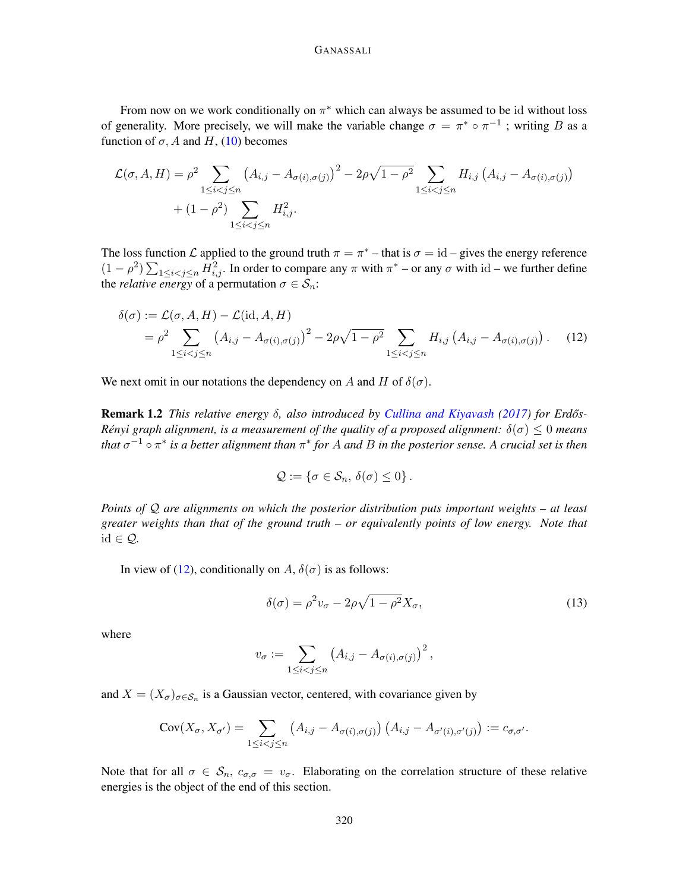From now on we work conditionally on $\pi^*$ which can always be assumed to be $\mathrm{id}$ without loss of generality. More precisely, we will make the variable change $\sigma = \pi^* \circ \pi^{-1}$ ; writing $B$ as a function of $\sigma$, $A$ and $H$, (10) becomes

$$
\begin{aligned}
\mathcal{L}(\sigma, A, H) = \rho^2 \sum_{1 \leq i < j \leq n} \left(A_{i,j} - A_{\sigma(i),\sigma(j)}\right)^2 - 2\rho\sqrt{1-\rho^2} \sum_{1 \leq i < j \leq n} H_{i,j}\left(A_{i,j} - A_{\sigma(i),\sigma(j)}\right) \\
+ (1-\rho^2) \sum_{1 \leq i < j \leq n} H_{i,j}^2.
\end{aligned}
$$

The loss function $\mathcal{L}$ applied to the ground truth $\pi = \pi^*$ – that is $\sigma = \mathrm{id}$ – gives the energy reference $(1-\rho^2)\sum_{1 \leq i < j \leq n} H_{i,j}^2$. In order to compare any $\pi$ with $\pi^*$ – or any $\sigma$ with $\mathrm{id}$ – we further define the *relative energy* of a permutation $\sigma \in \mathcal{S}_n$:

$$
\begin{aligned}
\delta(\sigma) &:= \mathcal{L}(\sigma, A, H) - \mathcal{L}(\mathrm{id}, A, H) \\
&= \rho^2 \sum_{1 \leq i < j \leq n} \left(A_{i,j} - A_{\sigma(i),\sigma(j)}\right)^2 - 2\rho\sqrt{1-\rho^2} \sum_{1 \leq i < j \leq n} H_{i,j}\left(A_{i,j} - A_{\sigma(i),\sigma(j)}\right). \qquad (12)
\end{aligned}
$$

We next omit in our notations the dependency on $A$ and $H$ of $\delta(\sigma)$.

**Remark 1.2** *This relative energy $\delta$, also introduced by Cullina and Kiyavash (2017) for Erdős-Rényi graph alignment, is a measurement of the quality of a proposed alignment: $\delta(\sigma) \leq 0$ means that $\sigma^{-1} \circ \pi^*$ is a better alignment than $\pi^*$ for $A$ and $B$ in the posterior sense. A crucial set is then*

$$
\mathcal{Q} := \left\{\sigma \in \mathcal{S}_n,\ \delta(\sigma) \leq 0\right\}.
$$

*Points of $\mathcal{Q}$ are alignments on which the posterior distribution puts important weights – at least greater weights than that of the ground truth – or equivalently points of low energy. Note that $\mathrm{id} \in \mathcal{Q}$.*

In view of (12), conditionally on $A$, $\delta(\sigma)$ is as follows:

$$
\delta(\sigma) = \rho^2 v_\sigma - 2\rho\sqrt{1-\rho^2} X_\sigma, \qquad (13)
$$

where

$$
v_\sigma := \sum_{1 \leq i < j \leq n} \left(A_{i,j} - A_{\sigma(i),\sigma(j)}\right)^2,
$$

and $X = (X_\sigma)_{\sigma \in \mathcal{S}_n}$ is a Gaussian vector, centered, with covariance given by

$$
\mathrm{Cov}(X_\sigma, X_{\sigma'}) = \sum_{1 \leq i < j \leq n} \left(A_{i,j} - A_{\sigma(i),\sigma(j)}\right)\left(A_{i,j} - A_{\sigma'(i),\sigma'(j)}\right) := c_{\sigma,\sigma'}.
$$

Note that for all $\sigma \in \mathcal{S}_n$, $c_{\sigma,\sigma} = v_\sigma$. Elaborating on the correlation structure of these relative energies is the object of the end of this section.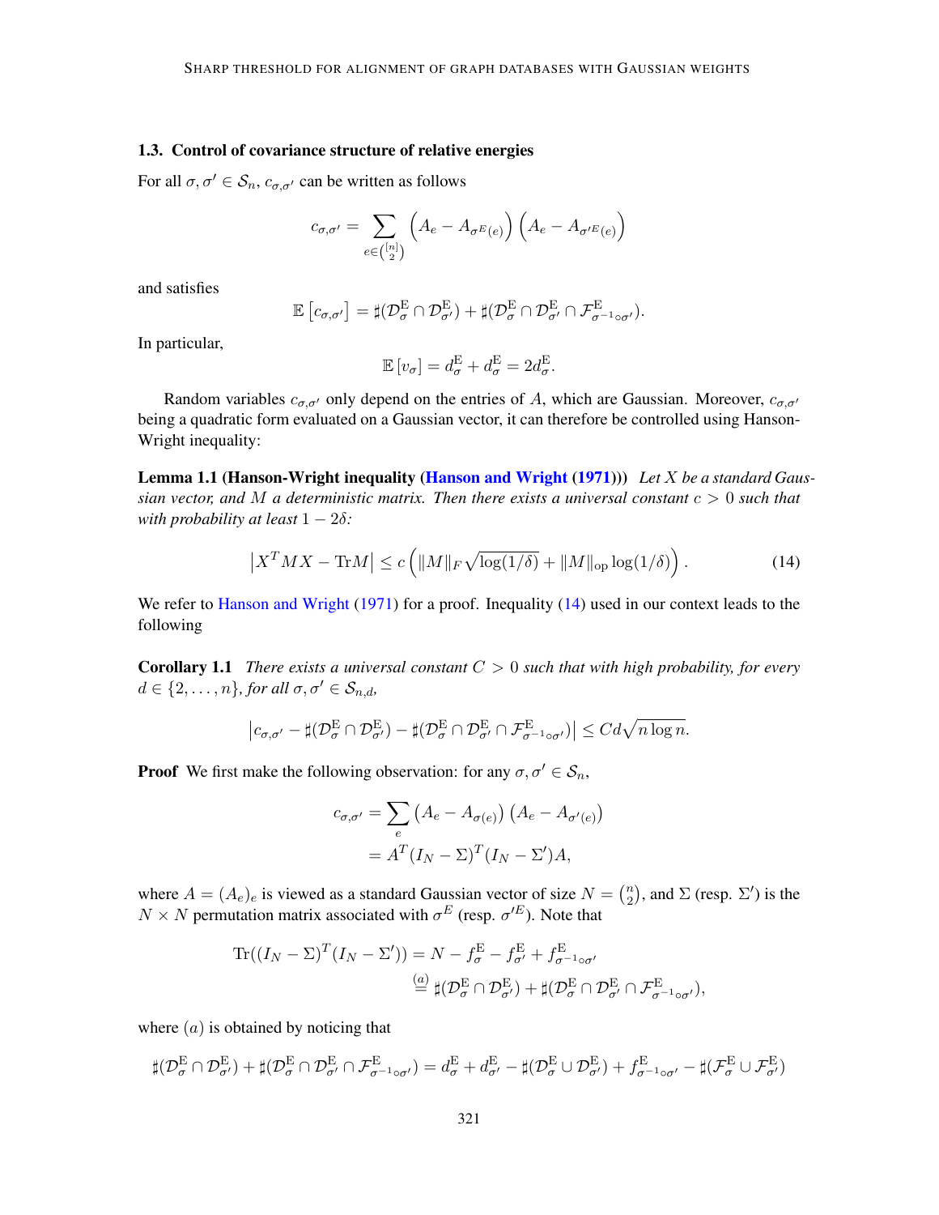### 1.3. Control of covariance structure of relative energies

For all $\sigma, \sigma' \in \mathcal{S}_n$, $c_{\sigma,\sigma'}$ can be written as follows

$$c_{\sigma,\sigma'} = \sum_{e \in \binom{[n]}{2}} \left(A_e - A_{\sigma^E(e)}\right)\left(A_e - A_{\sigma'^E(e)}\right)$$

and satisfies

$$\mathbb{E}\left[c_{\sigma,\sigma'}\right] = \sharp(\mathcal{D}^{\mathrm{E}}_\sigma \cap \mathcal{D}^{\mathrm{E}}_{\sigma'}) + \sharp(\mathcal{D}^{\mathrm{E}}_\sigma \cap \mathcal{D}^{\mathrm{E}}_{\sigma'} \cap \mathcal{F}^{\mathrm{E}}_{\sigma^{-1}\circ\sigma'}).$$

In particular,

$$\mathbb{E}\left[v_\sigma\right] = d^{\mathrm{E}}_\sigma + d^{\mathrm{E}}_\sigma = 2d^{\mathrm{E}}_\sigma.$$

Random variables $c_{\sigma,\sigma'}$ only depend on the entries of $A$, which are Gaussian. Moreover, $c_{\sigma,\sigma'}$ being a quadratic form evaluated on a Gaussian vector, it can therefore be controlled using Hanson-Wright inequality:

**Lemma 1.1 (Hanson-Wright inequality (Hanson and Wright (1971)))** *Let $X$ be a standard Gaussian vector, and $M$ a deterministic matrix. Then there exists a universal constant $c > 0$ such that with probability at least $1 - 2\delta$:*

$$\left|X^T M X - \mathrm{Tr} M\right| \leq c\left(\|M\|_F \sqrt{\log(1/\delta)} + \|M\|_{\mathrm{op}} \log(1/\delta)\right). \tag{14}$$

We refer to Hanson and Wright (1971) for a proof. Inequality (14) used in our context leads to the following

**Corollary 1.1** *There exists a universal constant $C > 0$ such that with high probability, for every $d \in \{2, \dots, n\}$, for all $\sigma, \sigma' \in \mathcal{S}_{n,d}$,*

$$\left|c_{\sigma,\sigma'} - \sharp(\mathcal{D}^{\mathrm{E}}_\sigma \cap \mathcal{D}^{\mathrm{E}}_{\sigma'}) - \sharp(\mathcal{D}^{\mathrm{E}}_\sigma \cap \mathcal{D}^{\mathrm{E}}_{\sigma'} \cap \mathcal{F}^{\mathrm{E}}_{\sigma^{-1}\circ\sigma'})\right| \leq Cd\sqrt{n \log n}.$$

**Proof** We first make the following observation: for any $\sigma, \sigma' \in \mathcal{S}_n$,

$$\begin{aligned} c_{\sigma,\sigma'} &= \sum_e \left(A_e - A_{\sigma(e)}\right)\left(A_e - A_{\sigma'(e)}\right) \\ &= A^T (I_N - \Sigma)^T (I_N - \Sigma') A, \end{aligned}$$

where $A = (A_e)_e$ is viewed as a standard Gaussian vector of size $N = \binom{n}{2}$, and $\Sigma$ (resp. $\Sigma'$) is the $N \times N$ permutation matrix associated with $\sigma^E$ (resp. $\sigma'^E$). Note that

$$\begin{aligned} \mathrm{Tr}((I_N - \Sigma)^T (I_N - \Sigma')) &= N - f^{\mathrm{E}}_\sigma - f^{\mathrm{E}}_{\sigma'} + f^{\mathrm{E}}_{\sigma^{-1}\circ\sigma'} \\ &\overset{(a)}{=} \sharp(\mathcal{D}^{\mathrm{E}}_\sigma \cap \mathcal{D}^{\mathrm{E}}_{\sigma'}) + \sharp(\mathcal{D}^{\mathrm{E}}_\sigma \cap \mathcal{D}^{\mathrm{E}}_{\sigma'} \cap \mathcal{F}^{\mathrm{E}}_{\sigma^{-1}\circ\sigma'}), \end{aligned}$$

where $(a)$ is obtained by noticing that

$$\sharp(\mathcal{D}^{\mathrm{E}}_\sigma \cap \mathcal{D}^{\mathrm{E}}_{\sigma'}) + \sharp(\mathcal{D}^{\mathrm{E}}_\sigma \cap \mathcal{D}^{\mathrm{E}}_{\sigma'} \cap \mathcal{F}^{\mathrm{E}}_{\sigma^{-1}\circ\sigma'}) = d^{\mathrm{E}}_\sigma + d^{\mathrm{E}}_{\sigma'} - \sharp(\mathcal{D}^{\mathrm{E}}_\sigma \cup \mathcal{D}^{\mathrm{E}}_{\sigma'}) + f^{\mathrm{E}}_{\sigma^{-1}\circ\sigma'} - \sharp(\mathcal{F}^{\mathrm{E}}_\sigma \cup \mathcal{F}^{\mathrm{E}}_{\sigma'})$$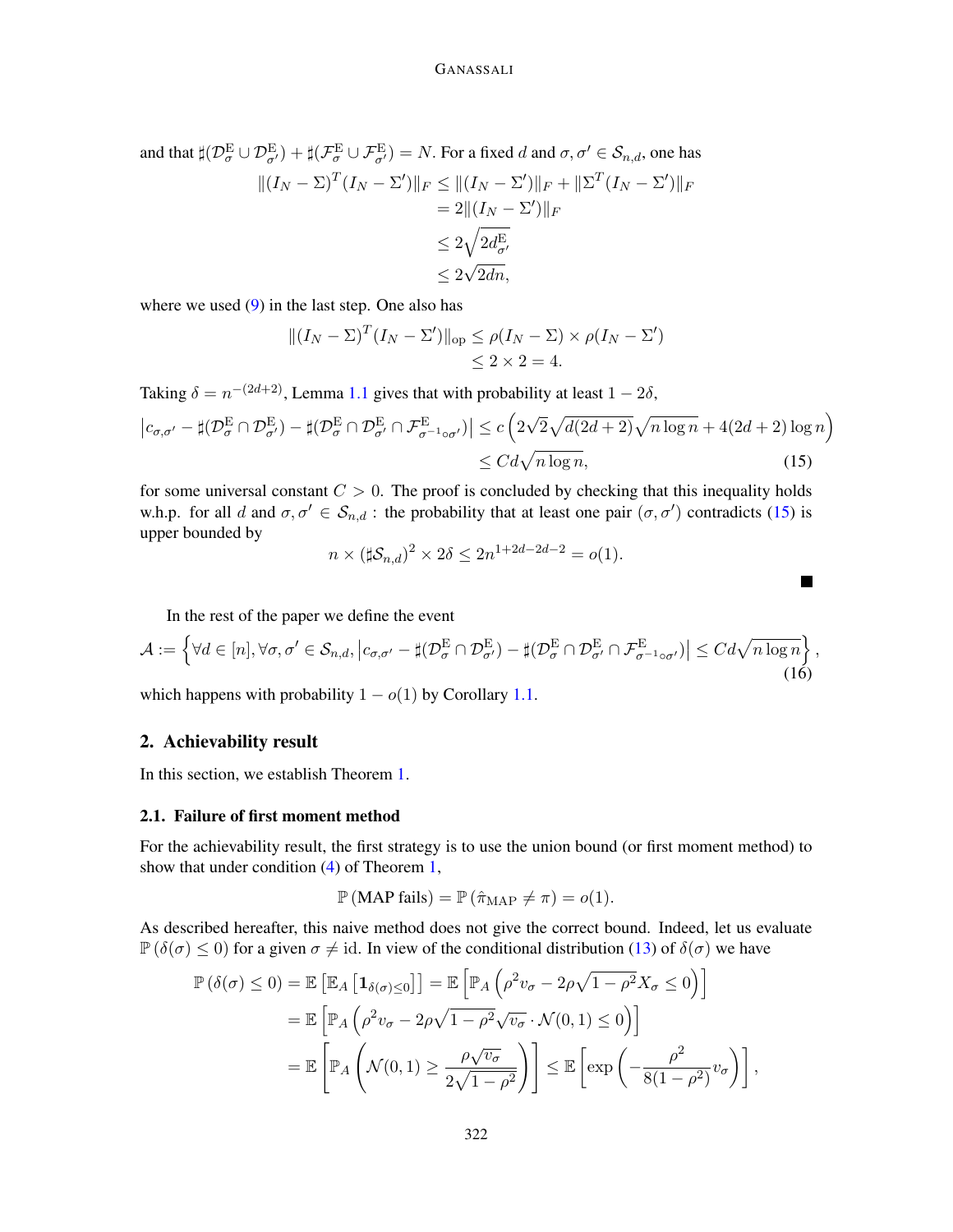and that $\sharp(\mathcal{D}_\sigma^{\mathrm{E}} \cup \mathcal{D}_{\sigma'}^{\mathrm{E}}) + \sharp(\mathcal{F}_\sigma^{\mathrm{E}} \cup \mathcal{F}_{\sigma'}^{\mathrm{E}}) = N$. For a fixed $d$ and $\sigma, \sigma' \in \mathcal{S}_{n,d}$, one has

$$
\begin{aligned}
\|(I_N - \Sigma)^T (I_N - \Sigma')\|_F &\leq \|(I_N - \Sigma')\|_F + \|\Sigma^T (I_N - \Sigma')\|_F \\
&= 2\|(I_N - \Sigma')\|_F \\
&\leq 2\sqrt{2 d_{\sigma'}^{\mathrm{E}}} \\
&\leq 2\sqrt{2dn},
\end{aligned}
$$

where we used (9) in the last step. One also has

$$
\begin{aligned}
\|(I_N - \Sigma)^T (I_N - \Sigma')\|_{\mathrm{op}} &\leq \rho(I_N - \Sigma) \times \rho(I_N - \Sigma') \\
&\leq 2 \times 2 = 4.
\end{aligned}
$$

Taking $\delta = n^{-(2d+2)}$, Lemma 1.1 gives that with probability at least $1 - 2\delta$,

$$
\begin{aligned}
\left| c_{\sigma,\sigma'} - \sharp(\mathcal{D}_\sigma^{\mathrm{E}} \cap \mathcal{D}_{\sigma'}^{\mathrm{E}}) - \sharp(\mathcal{D}_\sigma^{\mathrm{E}} \cap \mathcal{D}_{\sigma'}^{\mathrm{E}} \cap \mathcal{F}_{\sigma^{-1}\circ\sigma'}^{\mathrm{E}}) \right| &\leq c\left(2\sqrt{2}\sqrt{d(2d+2)}\sqrt{n\log n} + 4(2d+2)\log n\right) \\
&\leq Cd\sqrt{n\log n}, \qquad (15)
\end{aligned}
$$

for some universal constant $C > 0$. The proof is concluded by checking that this inequality holds w.h.p. for all $d$ and $\sigma, \sigma' \in \mathcal{S}_{n,d}$ : the probability that at least one pair $(\sigma, \sigma')$ contradicts (15) is upper bounded by

$$
n \times (\sharp\mathcal{S}_{n,d})^2 \times 2\delta \leq 2n^{1+2d-2d-2} = o(1).
$$

■

In the rest of the paper we define the event

$$
\mathcal{A} := \left\{ \forall d \in [n], \forall \sigma, \sigma' \in \mathcal{S}_{n,d}, \left| c_{\sigma,\sigma'} - \sharp(\mathcal{D}_\sigma^{\mathrm{E}} \cap \mathcal{D}_{\sigma'}^{\mathrm{E}}) - \sharp(\mathcal{D}_\sigma^{\mathrm{E}} \cap \mathcal{D}_{\sigma'}^{\mathrm{E}} \cap \mathcal{F}_{\sigma^{-1}\circ\sigma'}^{\mathrm{E}}) \right| \leq Cd\sqrt{n\log n} \right\}, \qquad (16)
$$

which happens with probability $1 - o(1)$ by Corollary 1.1.

## 2. Achievability result

In this section, we establish Theorem 1.

### 2.1. Failure of first moment method

For the achievability result, the first strategy is to use the union bound (or first moment method) to show that under condition (4) of Theorem 1,

$$
\mathbb{P}\left(\text{MAP fails}\right) = \mathbb{P}\left(\hat{\pi}_{\mathrm{MAP}} \neq \pi\right) = o(1).
$$

As described hereafter, this naive method does not give the correct bound. Indeed, let us evaluate $\mathbb{P}\left(\delta(\sigma) \leq 0\right)$ for a given $\sigma \neq \mathrm{id}$. In view of the conditional distribution (13) of $\delta(\sigma)$ we have

$$
\begin{aligned}
\mathbb{P}\left(\delta(\sigma) \leq 0\right) = \mathbb{E}\left[\mathbb{E}_A\left[\mathbf{1}_{\delta(\sigma)\leq 0}\right]\right] &= \mathbb{E}\left[\mathbb{P}_A\left(\rho^2 v_\sigma - 2\rho\sqrt{1-\rho^2}X_\sigma \leq 0\right)\right] \\
&= \mathbb{E}\left[\mathbb{P}_A\left(\rho^2 v_\sigma - 2\rho\sqrt{1-\rho^2}\sqrt{v_\sigma}\cdot\mathcal{N}(0,1) \leq 0\right)\right] \\
&= \mathbb{E}\left[\mathbb{P}_A\left(\mathcal{N}(0,1) \geq \frac{\rho\sqrt{v_\sigma}}{2\sqrt{1-\rho^2}}\right)\right] \leq \mathbb{E}\left[\exp\left(-\frac{\rho^2}{8(1-\rho^2)}v_\sigma\right)\right],
\end{aligned}
$$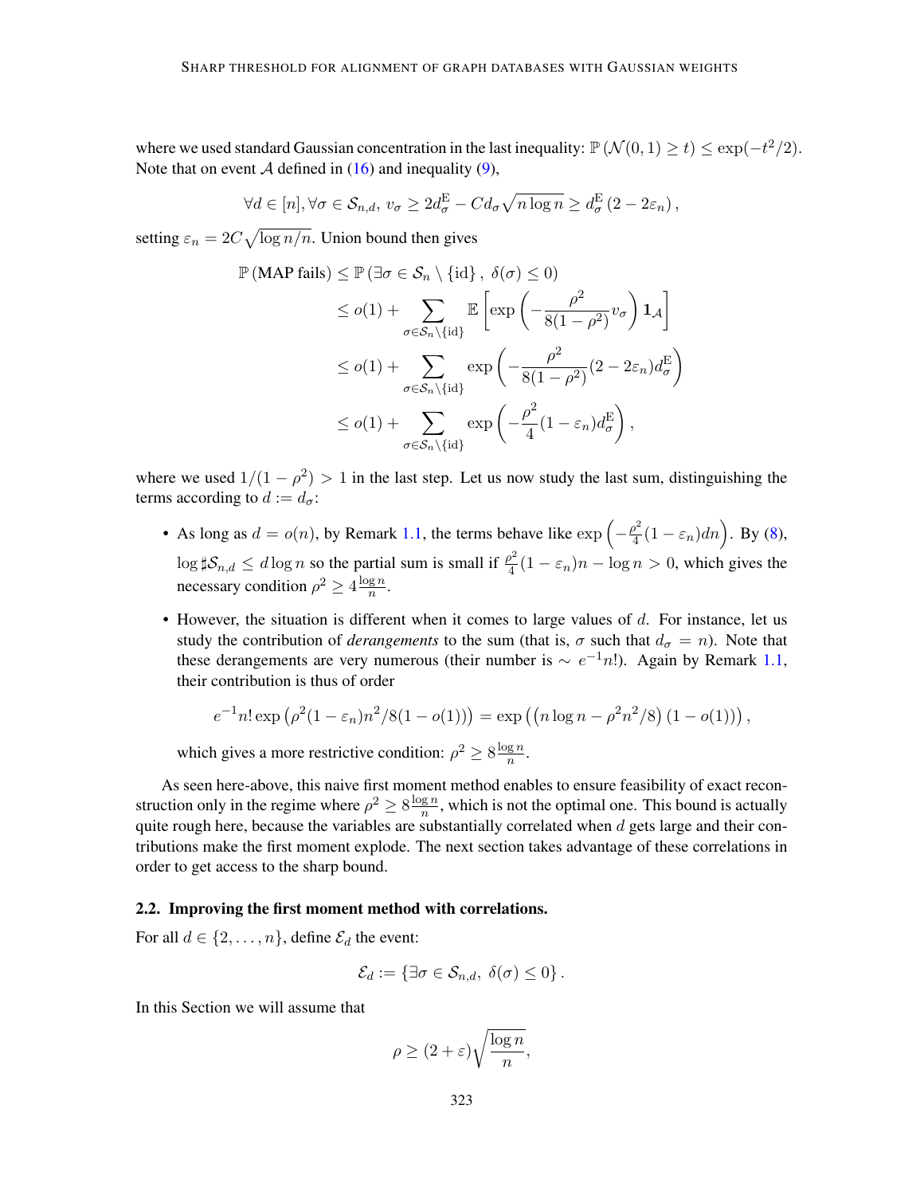where we used standard Gaussian concentration in the last inequality: $\mathbb{P}(\mathcal{N}(0,1) \geq t) \leq \exp(-t^2/2)$. Note that on event $\mathcal{A}$ defined in (16) and inequality (9),

$$\forall d \in [n], \forall \sigma \in \mathcal{S}_{n,d},\ v_\sigma \geq 2d_\sigma^{\mathrm{E}} - Cd_\sigma\sqrt{n\log n} \geq d_\sigma^{\mathrm{E}}\left(2 - 2\varepsilon_n\right),$$

setting $\varepsilon_n = 2C\sqrt{\log n/n}$. Union bound then gives

$$\begin{aligned}
\mathbb{P}\left(\text{MAP fails}\right) &\leq \mathbb{P}\left(\exists \sigma \in \mathcal{S}_n \setminus \{\mathrm{id}\},\ \delta(\sigma) \leq 0\right) \\
&\leq o(1) + \sum_{\sigma \in \mathcal{S}_n \setminus \{\mathrm{id}\}} \mathbb{E}\left[\exp\left(-\frac{\rho^2}{8(1-\rho^2)} v_\sigma\right) \mathbf{1}_{\mathcal{A}}\right] \\
&\leq o(1) + \sum_{\sigma \in \mathcal{S}_n \setminus \{\mathrm{id}\}} \exp\left(-\frac{\rho^2}{8(1-\rho^2)}(2-2\varepsilon_n)d_\sigma^{\mathrm{E}}\right) \\
&\leq o(1) + \sum_{\sigma \in \mathcal{S}_n \setminus \{\mathrm{id}\}} \exp\left(-\frac{\rho^2}{4}(1-\varepsilon_n)d_\sigma^{\mathrm{E}}\right),
\end{aligned}$$

where we used $1/(1-\rho^2) > 1$ in the last step. Let us now study the last sum, distinguishing the terms according to $d := d_\sigma$:

- As long as $d = o(n)$, by Remark 1.1, the terms behave like $\exp\left(-\frac{\rho^2}{4}(1-\varepsilon_n)dn\right)$. By (8), $\log \sharp\mathcal{S}_{n,d} \leq d\log n$ so the partial sum is small if $\frac{\rho^2}{4}(1-\varepsilon_n)n - \log n > 0$, which gives the necessary condition $\rho^2 \geq 4\frac{\log n}{n}$.
- However, the situation is different when it comes to large values of $d$. For instance, let us study the contribution of *derangements* to the sum (that is, $\sigma$ such that $d_\sigma = n$). Note that these derangements are very numerous (their number is $\sim e^{-1}n!$). Again by Remark 1.1, their contribution is thus of order

$$e^{-1}n!\exp\left(\rho^2(1-\varepsilon_n)n^2/8(1-o(1))\right) = \exp\left(\left(n\log n - \rho^2 n^2/8\right)(1-o(1))\right),$$

which gives a more restrictive condition: $\rho^2 \geq 8\frac{\log n}{n}$.

As seen here-above, this naive first moment method enables to ensure feasibility of exact reconstruction only in the regime where $\rho^2 \geq 8\frac{\log n}{n}$, which is not the optimal one. This bound is actually quite rough here, because the variables are substantially correlated when $d$ gets large and their contributions make the first moment explode. The next section takes advantage of these correlations in order to get access to the sharp bound.

### 2.2. Improving the first moment method with correlations.

For all $d \in \{2, \ldots, n\}$, define $\mathcal{E}_d$ the event:

$$\mathcal{E}_d := \left\{\exists \sigma \in \mathcal{S}_{n,d},\ \delta(\sigma) \leq 0\right\}.$$

In this Section we will assume that

$$\rho \geq (2+\varepsilon)\sqrt{\frac{\log n}{n}},$$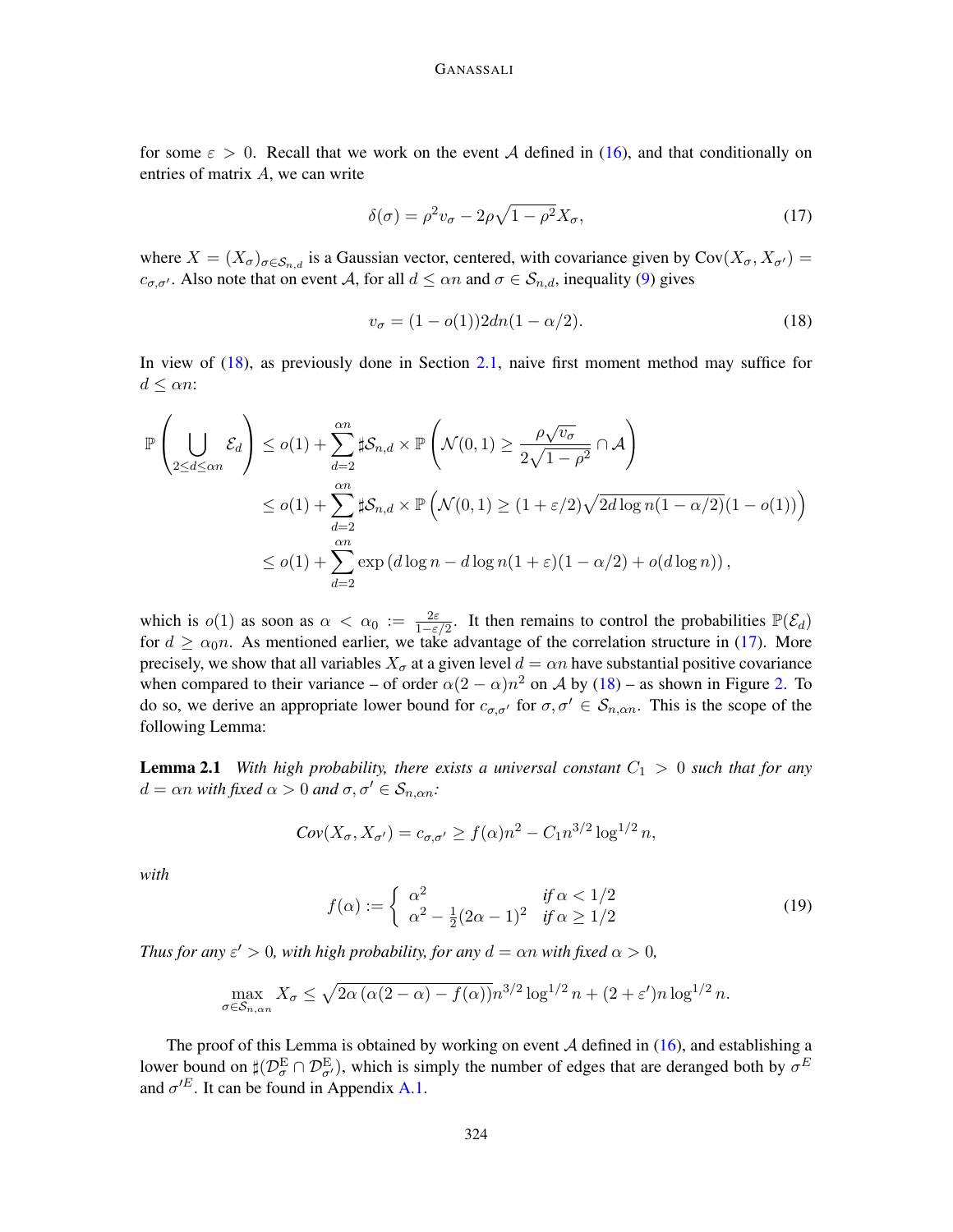for some $\varepsilon > 0$. Recall that we work on the event $\mathcal{A}$ defined in (16), and that conditionally on entries of matrix $A$, we can write

$$\delta(\sigma) = \rho^2 v_\sigma - 2\rho\sqrt{1-\rho^2} X_\sigma, \tag{17}$$

where $X = (X_\sigma)_{\sigma \in \mathcal{S}_{n,d}}$ is a Gaussian vector, centered, with covariance given by $\mathrm{Cov}(X_\sigma, X_{\sigma'}) = c_{\sigma,\sigma'}$. Also note that on event $\mathcal{A}$, for all $d \leq \alpha n$ and $\sigma \in \mathcal{S}_{n,d}$, inequality (9) gives

$$v_\sigma = (1 - o(1)) 2dn(1 - \alpha/2). \tag{18}$$

In view of (18), as previously done in Section 2.1, naive first moment method may suffice for $d \leq \alpha n$:

$$\begin{aligned}
\mathbb{P}\left(\bigcup_{2 \leq d \leq \alpha n} \mathcal{E}_d\right) &\leq o(1) + \sum_{d=2}^{\alpha n} \sharp\mathcal{S}_{n,d} \times \mathbb{P}\left(\mathcal{N}(0,1) \geq \frac{\rho\sqrt{v_\sigma}}{2\sqrt{1-\rho^2}} \cap \mathcal{A}\right) \\
&\leq o(1) + \sum_{d=2}^{\alpha n} \sharp\mathcal{S}_{n,d} \times \mathbb{P}\left(\mathcal{N}(0,1) \geq (1+\varepsilon/2)\sqrt{2d \log n (1-\alpha/2)}(1-o(1))\right) \\
&\leq o(1) + \sum_{d=2}^{\alpha n} \exp\left(d \log n - d \log n (1+\varepsilon)(1-\alpha/2) + o(d \log n)\right),
\end{aligned}$$

which is $o(1)$ as soon as $\alpha < \alpha_0 := \frac{2\varepsilon}{1-\varepsilon/2}$. It then remains to control the probabilities $\mathbb{P}(\mathcal{E}_d)$ for $d \geq \alpha_0 n$. As mentioned earlier, we take advantage of the correlation structure in (17). More precisely, we show that all variables $X_\sigma$ at a given level $d = \alpha n$ have substantial positive covariance when compared to their variance – of order $\alpha(2-\alpha)n^2$ on $\mathcal{A}$ by (18) – as shown in Figure 2. To do so, we derive an appropriate lower bound for $c_{\sigma,\sigma'}$ for $\sigma, \sigma' \in \mathcal{S}_{n,\alpha n}$. This is the scope of the following Lemma:

**Lemma 2.1** *With high probability, there exists a universal constant $C_1 > 0$ such that for any $d = \alpha n$ with fixed $\alpha > 0$ and $\sigma, \sigma' \in \mathcal{S}_{n,\alpha n}$:*

$$\mathit{Cov}(X_\sigma, X_{\sigma'}) = c_{\sigma,\sigma'} \geq f(\alpha) n^2 - C_1 n^{3/2} \log^{1/2} n,$$

*with*

$$f(\alpha) := \begin{cases} \alpha^2 & \text{if } \alpha < 1/2 \\ \alpha^2 - \frac{1}{2}(2\alpha - 1)^2 & \text{if } \alpha \geq 1/2 \end{cases} \tag{19}$$

*Thus for any $\varepsilon' > 0$, with high probability, for any $d = \alpha n$ with fixed $\alpha > 0$,*

$$\max_{\sigma \in \mathcal{S}_{n,\alpha n}} X_\sigma \leq \sqrt{2\alpha\left(\alpha(2-\alpha) - f(\alpha)\right)} n^{3/2} \log^{1/2} n + (2+\varepsilon') n \log^{1/2} n.$$

The proof of this Lemma is obtained by working on event $\mathcal{A}$ defined in (16), and establishing a lower bound on $\sharp(\mathcal{D}_\sigma^{\mathrm{E}} \cap \mathcal{D}_{\sigma'}^{\mathrm{E}})$, which is simply the number of edges that are deranged both by $\sigma^E$ and $\sigma'^E$. It can be found in Appendix A.1.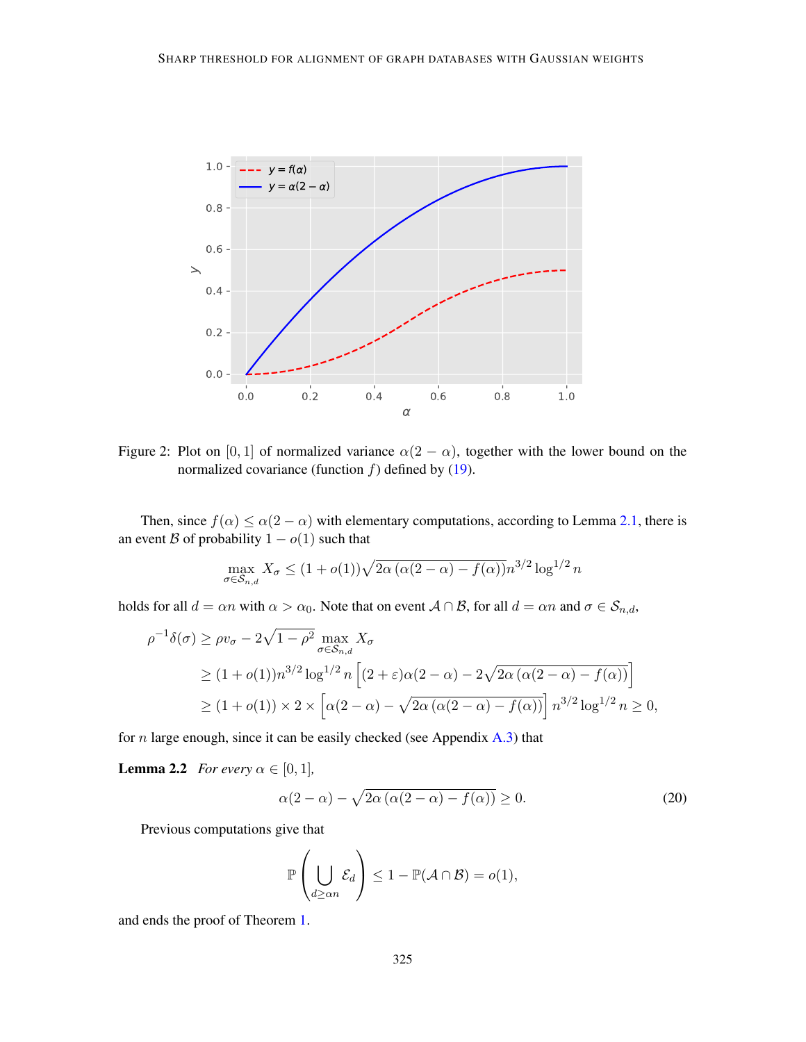Figure 2: Plot on $[0,1]$ of normalized variance $\alpha(2-\alpha)$, together with the lower bound on the normalized covariance (function $f$) defined by (19).

Then, since $f(\alpha) \leq \alpha(2-\alpha)$ with elementary computations, according to Lemma 2.1, there is an event $\mathcal{B}$ of probability $1-o(1)$ such that

$$\max_{\sigma \in \mathcal{S}_{n,d}} X_\sigma \leq (1+o(1))\sqrt{2\alpha\left(\alpha(2-\alpha)-f(\alpha)\right)}n^{3/2}\log^{1/2} n$$

holds for all $d = \alpha n$ with $\alpha > \alpha_0$. Note that on event $\mathcal{A} \cap \mathcal{B}$, for all $d = \alpha n$ and $\sigma \in \mathcal{S}_{n,d}$,

$$\begin{aligned}
\rho^{-1}\delta(\sigma) &\geq \rho v_\sigma - 2\sqrt{1-\rho^2} \max_{\sigma \in \mathcal{S}_{n,d}} X_\sigma \\
&\geq (1+o(1))n^{3/2}\log^{1/2} n \left[(2+\varepsilon)\alpha(2-\alpha) - 2\sqrt{2\alpha\left(\alpha(2-\alpha)-f(\alpha)\right)}\right] \\
&\geq (1+o(1)) \times 2 \times \left[\alpha(2-\alpha) - \sqrt{2\alpha\left(\alpha(2-\alpha)-f(\alpha)\right)}\right] n^{3/2}\log^{1/2} n \geq 0,
\end{aligned}$$

for $n$ large enough, since it can be easily checked (see Appendix A.3) that

**Lemma 2.2** *For every* $\alpha \in [0,1]$,

$$\alpha(2-\alpha) - \sqrt{2\alpha\left(\alpha(2-\alpha)-f(\alpha)\right)} \geq 0. \tag{20}$$

Previous computations give that

$$\mathbb{P}\left(\bigcup_{d \geq \alpha n} \mathcal{E}_d\right) \leq 1 - \mathbb{P}(\mathcal{A} \cap \mathcal{B}) = o(1),$$

and ends the proof of Theorem 1.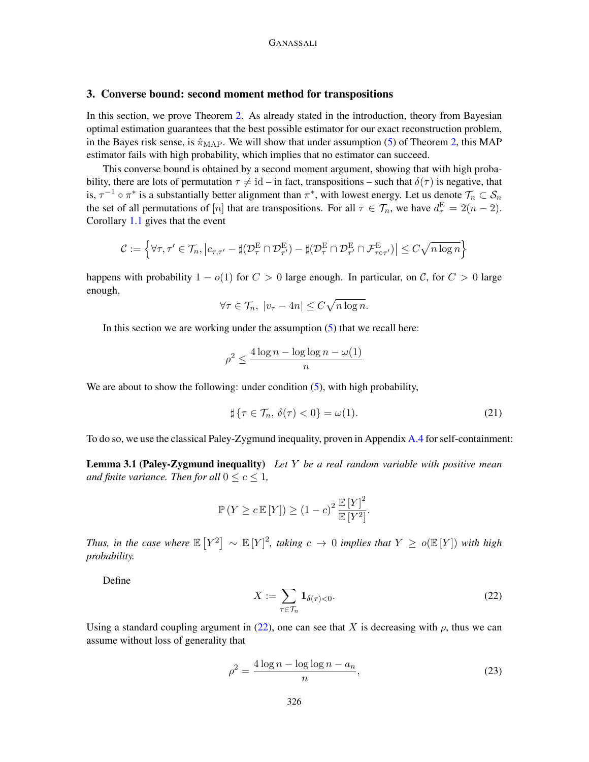## 3. Converse bound: second moment method for transpositions

In this section, we prove Theorem 2. As already stated in the introduction, theory from Bayesian optimal estimation guarantees that the best possible estimator for our exact reconstruction problem, in the Bayes risk sense, is $\hat{\pi}_{\mathrm{MAP}}$. We will show that under assumption (5) of Theorem 2, this MAP estimator fails with high probability, which implies that no estimator can succeed.

This converse bound is obtained by a second moment argument, showing that with high probability, there are lots of permutation $\tau \neq \mathrm{id}$ – in fact, transpositions – such that $\delta(\tau)$ is negative, that is, $\tau^{-1} \circ \pi^*$ is a substantially better alignment than $\pi^*$, with lowest energy. Let us denote $\mathcal{T}_n \subset \mathcal{S}_n$ the set of all permutations of $[n]$ that are transpositions. For all $\tau \in \mathcal{T}_n$, we have $d_\tau^{\mathrm{E}} = 2(n-2)$. Corollary 1.1 gives that the event

$$\mathcal{C} := \left\{ \forall \tau, \tau' \in \mathcal{T}_n, \left| c_{\tau,\tau'} - \sharp(\mathcal{D}_\tau^{\mathrm{E}} \cap \mathcal{D}_{\tau'}^{\mathrm{E}}) - \sharp(\mathcal{D}_\tau^{\mathrm{E}} \cap \mathcal{D}_{\tau'}^{\mathrm{E}} \cap \mathcal{F}_{\tau \circ \tau'}^{\mathrm{E}}) \right| \leq C\sqrt{n \log n} \right\}$$

happens with probability $1 - o(1)$ for $C > 0$ large enough. In particular, on $\mathcal{C}$, for $C > 0$ large enough,

$$\forall \tau \in \mathcal{T}_n, \ |v_\tau - 4n| \leq C\sqrt{n \log n}.$$

In this section we are working under the assumption (5) that we recall here:

$$\rho^2 \leq \frac{4 \log n - \log \log n - \omega(1)}{n}$$

We are about to show the following: under condition (5), with high probability,

$$\sharp \{\tau \in \mathcal{T}_n, \, \delta(\tau) < 0\} = \omega(1). \tag{21}$$

To do so, we use the classical Paley-Zygmund inequality, proven in Appendix A.4 for self-containment:

**Lemma 3.1 (Paley-Zygmund inequality)** *Let $Y$ be a real random variable with positive mean and finite variance. Then for all $0 \leq c \leq 1$,*

$$\mathbb{P}\left(Y \geq c\,\mathbb{E}\left[Y\right]\right) \geq (1-c)^2 \frac{\mathbb{E}\left[Y\right]^2}{\mathbb{E}\left[Y^2\right]}.$$

*Thus, in the case where $\mathbb{E}\left[Y^2\right] \sim \mathbb{E}\left[Y\right]^2$, taking $c \to 0$ implies that $Y \geq o(\mathbb{E}\left[Y\right])$ with high probability.*

Define

$$X := \sum_{\tau \in \mathcal{T}_n} \mathbf{1}_{\delta(\tau) < 0}. \tag{22}$$

Using a standard coupling argument in (22), one can see that $X$ is decreasing with $\rho$, thus we can assume without loss of generality that

$$\rho^2 = \frac{4 \log n - \log \log n - a_n}{n}, \tag{23}$$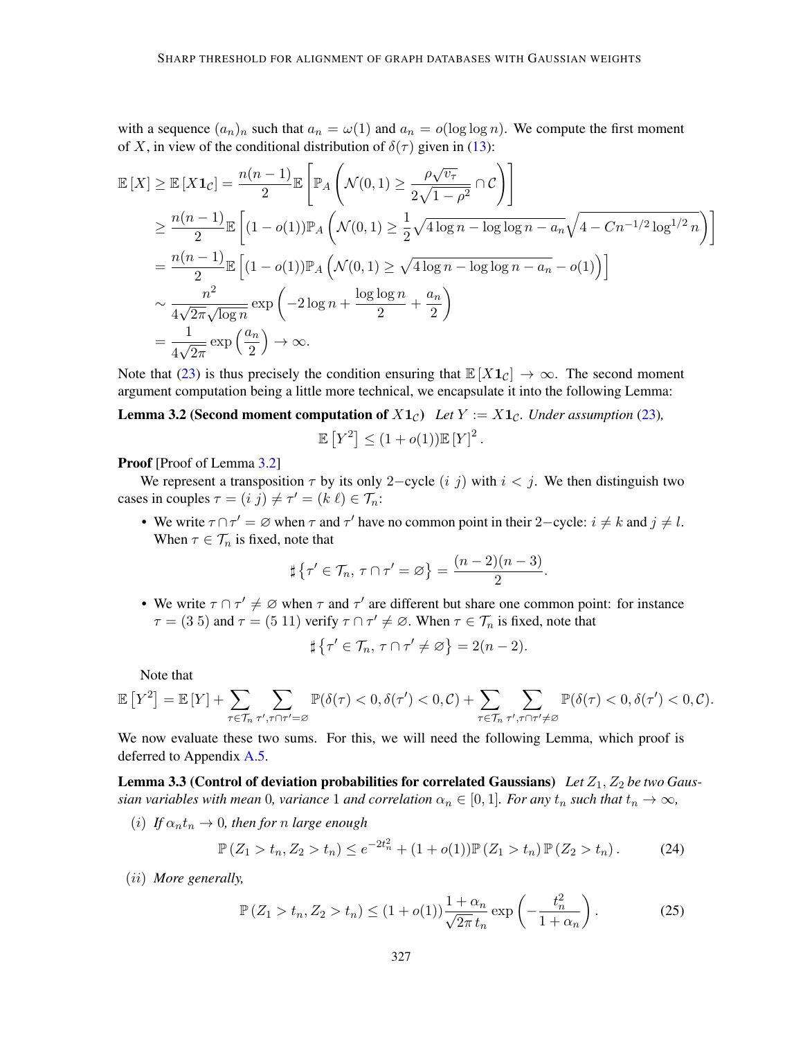with a sequence $(a_n)_n$ such that $a_n = \omega(1)$ and $a_n = o(\log\log n)$. We compute the first moment of $X$, in view of the conditional distribution of $\delta(\tau)$ given in (13):

$$
\begin{aligned}
\mathbb{E}[X] \geq \mathbb{E}[X \mathbf{1}_{\mathcal{C}}] &= \frac{n(n-1)}{2} \mathbb{E}\left[\mathbb{P}_A\left(\mathcal{N}(0,1) \geq \frac{\rho\sqrt{v_\tau}}{2\sqrt{1-\rho^2}} \cap \mathcal{C}\right)\right] \\
&\geq \frac{n(n-1)}{2} \mathbb{E}\left[(1-o(1))\mathbb{P}_A\left(\mathcal{N}(0,1) \geq \frac{1}{2}\sqrt{4\log n - \log\log n - a_n}\sqrt{4 - Cn^{-1/2}\log^{1/2} n}\right)\right] \\
&= \frac{n(n-1)}{2} \mathbb{E}\left[(1-o(1))\mathbb{P}_A\left(\mathcal{N}(0,1) \geq \sqrt{4\log n - \log\log n - a_n} - o(1)\right)\right] \\
&\sim \frac{n^2}{4\sqrt{2\pi}\sqrt{\log n}} \exp\left(-2\log n + \frac{\log\log n}{2} + \frac{a_n}{2}\right) \\
&= \frac{1}{4\sqrt{2\pi}} \exp\left(\frac{a_n}{2}\right) \to \infty.
\end{aligned}
$$

Note that (23) is thus precisely the condition ensuring that $\mathbb{E}[X\mathbf{1}_{\mathcal{C}}] \to \infty$. The second moment argument computation being a little more technical, we encapsulate it into the following Lemma:

**Lemma 3.2 (Second moment computation of $X\mathbf{1}_{\mathcal{C}}$)** *Let $Y := X\mathbf{1}_{\mathcal{C}}$. Under assumption (23),*

$$
\mathbb{E}\left[Y^2\right] \leq (1+o(1))\mathbb{E}[Y]^2.
$$

**Proof** [Proof of Lemma 3.2]

We represent a transposition $\tau$ by its only 2−cycle $(i\ j)$ with $i < j$. We then distinguish two cases in couples $\tau = (i\ j) \neq \tau' = (k\ \ell) \in \mathcal{T}_n$:

- We write $\tau \cap \tau' = \varnothing$ when $\tau$ and $\tau'$ have no common point in their 2−cycle: $i \neq k$ and $j \neq l$. When $\tau \in \mathcal{T}_n$ is fixed, note that
$$
\sharp\left\{\tau' \in \mathcal{T}_n,\ \tau \cap \tau' = \varnothing\right\} = \frac{(n-2)(n-3)}{2}.
$$
- We write $\tau \cap \tau' \neq \varnothing$ when $\tau$ and $\tau'$ are different but share one common point: for instance $\tau = (3\ 5)$ and $\tau = (5\ 11)$ verify $\tau \cap \tau' \neq \varnothing$. When $\tau \in \mathcal{T}_n$ is fixed, note that
$$
\sharp\left\{\tau' \in \mathcal{T}_n,\ \tau \cap \tau' \neq \varnothing\right\} = 2(n-2).
$$

Note that

$$
\mathbb{E}\left[Y^2\right] = \mathbb{E}[Y] + \sum_{\tau \in \mathcal{T}_n} \sum_{\tau', \tau \cap \tau' = \varnothing} \mathbb{P}(\delta(\tau) < 0, \delta(\tau') < 0, \mathcal{C}) + \sum_{\tau \in \mathcal{T}_n} \sum_{\tau', \tau \cap \tau' \neq \varnothing} \mathbb{P}(\delta(\tau) < 0, \delta(\tau') < 0, \mathcal{C}).
$$

We now evaluate these two sums. For this, we will need the following Lemma, which proof is deferred to Appendix A.5.

**Lemma 3.3 (Control of deviation probabilities for correlated Gaussians)** *Let $Z_1, Z_2$ be two Gaussian variables with mean 0, variance 1 and correlation $\alpha_n \in [0,1]$. For any $t_n$ such that $t_n \to \infty$,*

*(i) If $\alpha_n t_n \to 0$, then for $n$ large enough*

$$
\mathbb{P}(Z_1 > t_n, Z_2 > t_n) \leq e^{-2t_n^2} + (1+o(1))\mathbb{P}(Z_1 > t_n)\mathbb{P}(Z_2 > t_n). \tag{24}
$$

*(ii) More generally,*

$$
\mathbb{P}(Z_1 > t_n, Z_2 > t_n) \leq (1+o(1))\frac{1+\alpha_n}{\sqrt{2\pi}\, t_n} \exp\left(-\frac{t_n^2}{1+\alpha_n}\right). \tag{25}
$$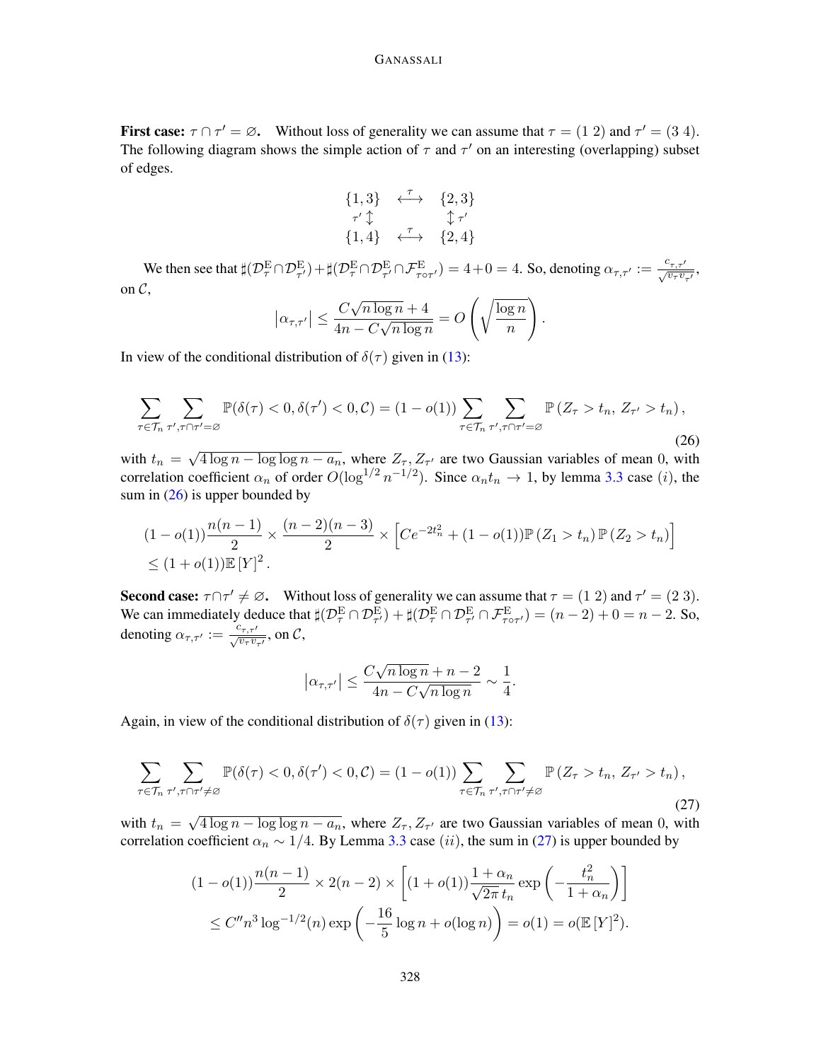**First case:** $\tau \cap \tau' = \varnothing$. Without loss of generality we can assume that $\tau = (1\ 2)$ and $\tau' = (3\ 4)$. The following diagram shows the simple action of $\tau$ and $\tau'$ on an interesting (overlapping) subset of edges.

$$\begin{array}{ccc} \{1,3\} & \stackrel{\tau}{\longleftrightarrow} & \{2,3\} \\ {\scriptstyle \tau'} \updownarrow & & \updownarrow {\scriptstyle \tau'} \\ \{1,4\} & \stackrel{\tau}{\longleftrightarrow} & \{2,4\} \end{array}$$

We then see that $\sharp(\mathcal{D}^{\mathrm{E}}_{\tau} \cap \mathcal{D}^{\mathrm{E}}_{\tau'}) + \sharp(\mathcal{D}^{\mathrm{E}}_{\tau} \cap \mathcal{D}^{\mathrm{E}}_{\tau'} \cap \mathcal{F}^{\mathrm{E}}_{\tau \circ \tau'}) = 4 + 0 = 4$. So, denoting $\alpha_{\tau,\tau'} := \frac{c_{\tau,\tau'}}{\sqrt{v_\tau v_{\tau'}}}$, on $\mathcal{C}$,

$$\left|\alpha_{\tau,\tau'}\right| \leq \frac{C\sqrt{n \log n} + 4}{4n - C\sqrt{n \log n}} = O\left(\sqrt{\frac{\log n}{n}}\right).$$

In view of the conditional distribution of $\delta(\tau)$ given in (13):

$$\sum_{\tau \in \mathcal{T}_n} \sum_{\tau', \tau \cap \tau' = \varnothing} \mathbb{P}(\delta(\tau) < 0, \delta(\tau') < 0, \mathcal{C}) = (1 - o(1)) \sum_{\tau \in \mathcal{T}_n} \sum_{\tau', \tau \cap \tau' = \varnothing} \mathbb{P}\left(Z_\tau > t_n,\ Z_{\tau'} > t_n\right), \tag{26}$$

with $t_n = \sqrt{4 \log n - \log \log n - a_n}$, where $Z_\tau, Z_{\tau'}$ are two Gaussian variables of mean 0, with correlation coefficient $\alpha_n$ of order $O(\log^{1/2} n^{-1/2})$. Since $\alpha_n t_n \to 1$, by lemma 3.3 case $(i)$, the sum in (26) is upper bounded by

$$\begin{aligned}
&(1 - o(1)) \frac{n(n-1)}{2} \times \frac{(n-2)(n-3)}{2} \times \left[C e^{-2t_n^2} + (1 - o(1)) \mathbb{P}\left(Z_1 > t_n\right) \mathbb{P}\left(Z_2 > t_n\right)\right] \\
&\leq (1 + o(1)) \mathbb{E}\left[Y\right]^2.
\end{aligned}$$

**Second case:** $\tau \cap \tau' \neq \varnothing$. Without loss of generality we can assume that $\tau = (1\ 2)$ and $\tau' = (2\ 3)$. We can immediately deduce that $\sharp(\mathcal{D}^{\mathrm{E}}_{\tau} \cap \mathcal{D}^{\mathrm{E}}_{\tau'}) + \sharp(\mathcal{D}^{\mathrm{E}}_{\tau} \cap \mathcal{D}^{\mathrm{E}}_{\tau'} \cap \mathcal{F}^{\mathrm{E}}_{\tau \circ \tau'}) = (n-2) + 0 = n - 2$. So, denoting $\alpha_{\tau,\tau'} := \frac{c_{\tau,\tau'}}{\sqrt{v_\tau v_{\tau'}}}$, on $\mathcal{C}$,

$$\left|\alpha_{\tau,\tau'}\right| \leq \frac{C\sqrt{n \log n} + n - 2}{4n - C\sqrt{n \log n}} \sim \frac{1}{4}.$$

Again, in view of the conditional distribution of $\delta(\tau)$ given in (13):

$$\sum_{\tau \in \mathcal{T}_n} \sum_{\tau', \tau \cap \tau' \neq \varnothing} \mathbb{P}(\delta(\tau) < 0, \delta(\tau') < 0, \mathcal{C}) = (1 - o(1)) \sum_{\tau \in \mathcal{T}_n} \sum_{\tau', \tau \cap \tau' \neq \varnothing} \mathbb{P}\left(Z_\tau > t_n,\ Z_{\tau'} > t_n\right), \tag{27}$$

with $t_n = \sqrt{4 \log n - \log \log n - a_n}$, where $Z_\tau, Z_{\tau'}$ are two Gaussian variables of mean 0, with correlation coefficient $\alpha_n \sim 1/4$. By Lemma 3.3 case $(ii)$, the sum in (27) is upper bounded by

$$\begin{aligned}
&(1 - o(1)) \frac{n(n-1)}{2} \times 2(n-2) \times \left[(1 + o(1)) \frac{1 + \alpha_n}{\sqrt{2\pi}\, t_n} \exp\left(-\frac{t_n^2}{1 + \alpha_n}\right)\right] \\
&\quad \leq C'' n^3 \log^{-1/2}(n) \exp\left(-\frac{16}{5} \log n + o(\log n)\right) = o(1) = o(\mathbb{E}\left[Y\right]^2).
\end{aligned}$$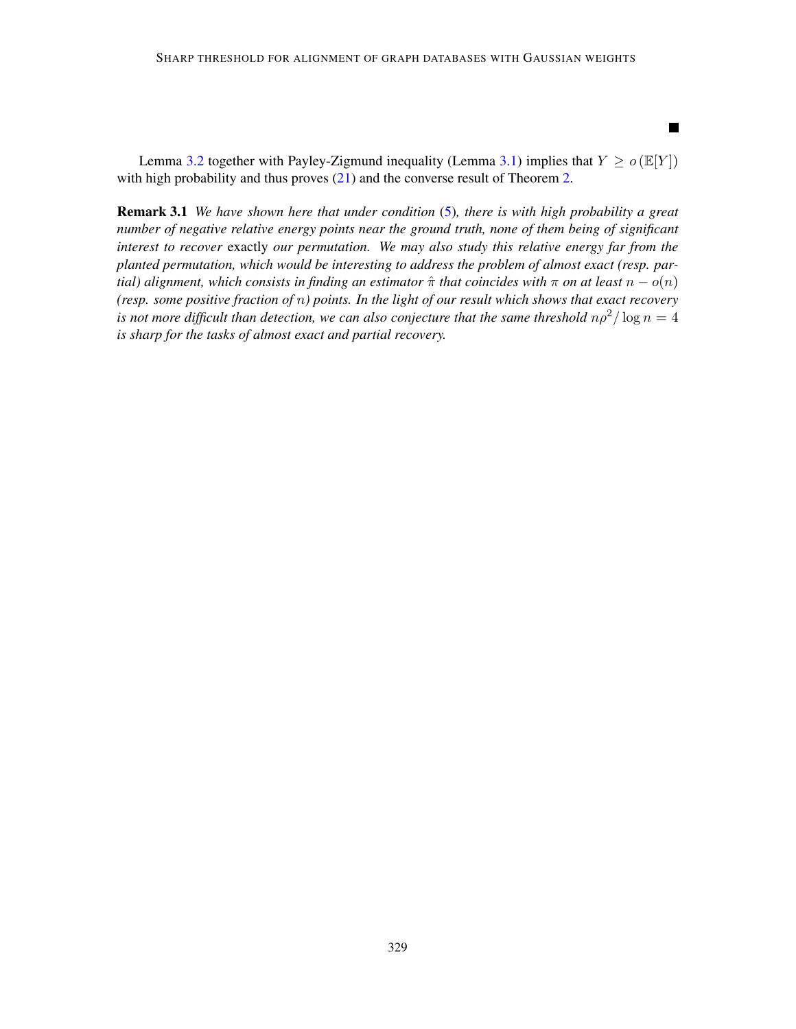■

Lemma 3.2 together with Payley-Zigmund inequality (Lemma 3.1) implies that $Y \geq o(\mathbb{E}[Y])$ with high probability and thus proves (21) and the converse result of Theorem 2.

**Remark 3.1** *We have shown here that under condition (5), there is with high probability a great number of negative relative energy points near the ground truth, none of them being of significant interest to recover* exactly *our permutation. We may also study this relative energy far from the planted permutation, which would be interesting to address the problem of almost exact (resp. partial) alignment, which consists in finding an estimator $\hat{\pi}$ that coincides with $\pi$ on at least $n - o(n)$ (resp. some positive fraction of $n$) points. In the light of our result which shows that exact recovery is not more difficult than detection, we can also conjecture that the same threshold $n\rho^2/\log n = 4$ is sharp for the tasks of almost exact and partial recovery.*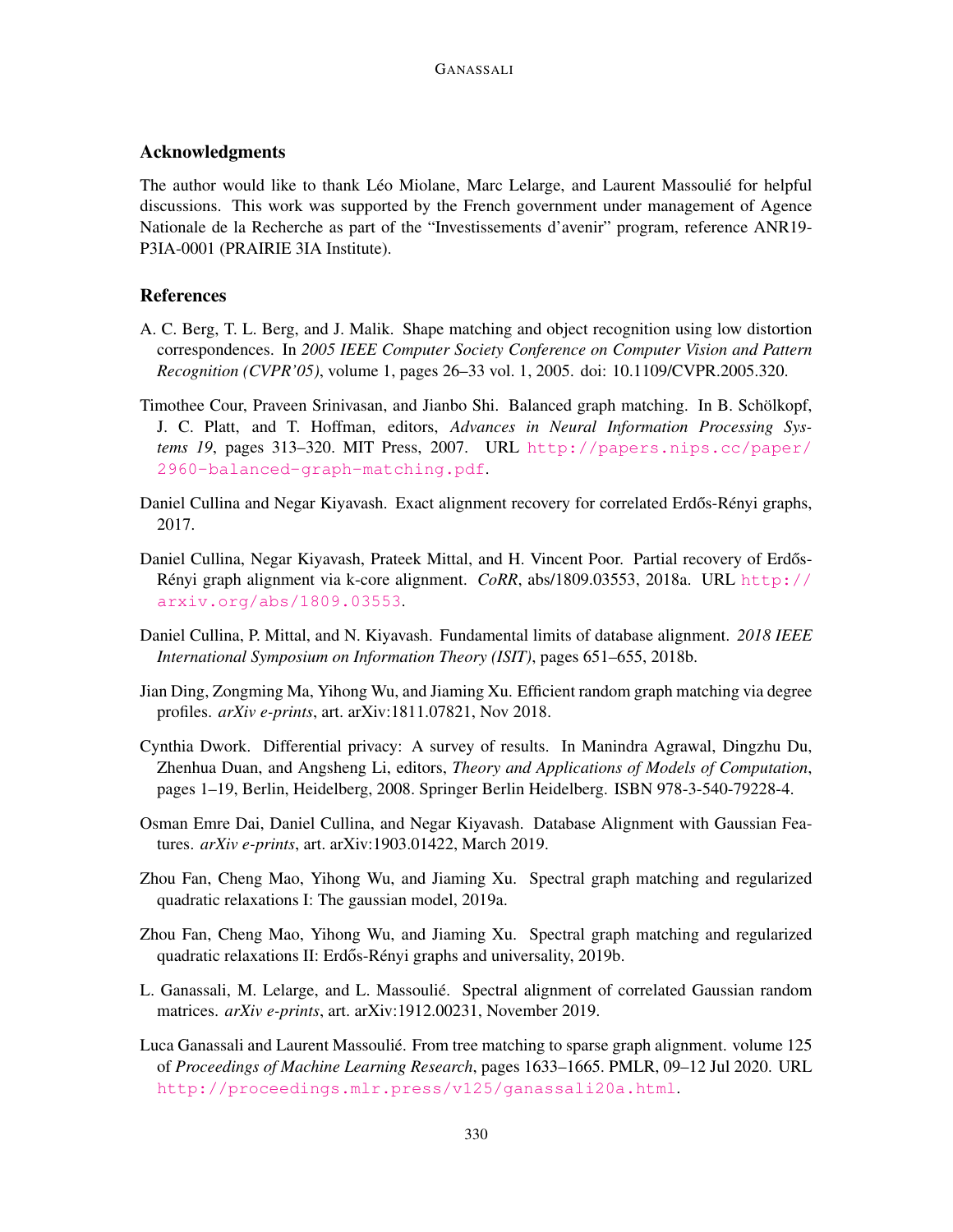## Acknowledgments

The author would like to thank Léo Miolane, Marc Lelarge, and Laurent Massoulié for helpful discussions. This work was supported by the French government under management of Agence Nationale de la Recherche as part of the "Investissements d'avenir" program, reference ANR19-P3IA-0001 (PRAIRIE 3IA Institute).

## References

A. C. Berg, T. L. Berg, and J. Malik. Shape matching and object recognition using low distortion correspondences. In *2005 IEEE Computer Society Conference on Computer Vision and Pattern Recognition (CVPR'05)*, volume 1, pages 26–33 vol. 1, 2005. doi: 10.1109/CVPR.2005.320.

Timothee Cour, Praveen Srinivasan, and Jianbo Shi. Balanced graph matching. In B. Schölkopf, J. C. Platt, and T. Hoffman, editors, *Advances in Neural Information Processing Systems 19*, pages 313–320. MIT Press, 2007. URL http://papers.nips.cc/paper/2960-balanced-graph-matching.pdf.

Daniel Cullina and Negar Kiyavash. Exact alignment recovery for correlated Erdős-Rényi graphs, 2017.

Daniel Cullina, Negar Kiyavash, Prateek Mittal, and H. Vincent Poor. Partial recovery of Erdős-Rényi graph alignment via k-core alignment. *CoRR*, abs/1809.03553, 2018a. URL http://arxiv.org/abs/1809.03553.

Daniel Cullina, P. Mittal, and N. Kiyavash. Fundamental limits of database alignment. *2018 IEEE International Symposium on Information Theory (ISIT)*, pages 651–655, 2018b.

Jian Ding, Zongming Ma, Yihong Wu, and Jiaming Xu. Efficient random graph matching via degree profiles. *arXiv e-prints*, art. arXiv:1811.07821, Nov 2018.

Cynthia Dwork. Differential privacy: A survey of results. In Manindra Agrawal, Dingzhu Du, Zhenhua Duan, and Angsheng Li, editors, *Theory and Applications of Models of Computation*, pages 1–19, Berlin, Heidelberg, 2008. Springer Berlin Heidelberg. ISBN 978-3-540-79228-4.

Osman Emre Dai, Daniel Cullina, and Negar Kiyavash. Database Alignment with Gaussian Features. *arXiv e-prints*, art. arXiv:1903.01422, March 2019.

Zhou Fan, Cheng Mao, Yihong Wu, and Jiaming Xu. Spectral graph matching and regularized quadratic relaxations I: The gaussian model, 2019a.

Zhou Fan, Cheng Mao, Yihong Wu, and Jiaming Xu. Spectral graph matching and regularized quadratic relaxations II: Erdős-Rényi graphs and universality, 2019b.

L. Ganassali, M. Lelarge, and L. Massoulié. Spectral alignment of correlated Gaussian random matrices. *arXiv e-prints*, art. arXiv:1912.00231, November 2019.

Luca Ganassali and Laurent Massoulié. From tree matching to sparse graph alignment. volume 125 of *Proceedings of Machine Learning Research*, pages 1633–1665. PMLR, 09–12 Jul 2020. URL http://proceedings.mlr.press/v125/ganassali20a.html.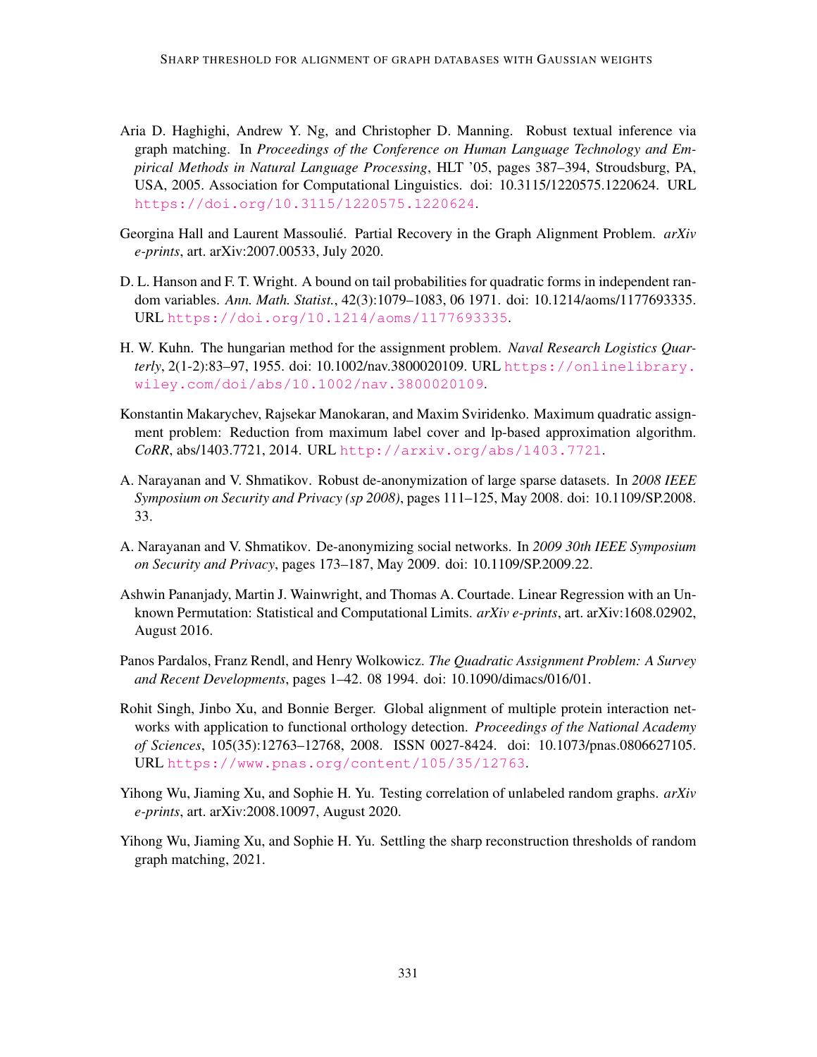Aria D. Haghighi, Andrew Y. Ng, and Christopher D. Manning. Robust textual inference via graph matching. In *Proceedings of the Conference on Human Language Technology and Empirical Methods in Natural Language Processing*, HLT '05, pages 387–394, Stroudsburg, PA, USA, 2005. Association for Computational Linguistics. doi: 10.3115/1220575.1220624. URL https://doi.org/10.3115/1220575.1220624.

Georgina Hall and Laurent Massoulié. Partial Recovery in the Graph Alignment Problem. *arXiv e-prints*, art. arXiv:2007.00533, July 2020.

D. L. Hanson and F. T. Wright. A bound on tail probabilities for quadratic forms in independent random variables. *Ann. Math. Statist.*, 42(3):1079–1083, 06 1971. doi: 10.1214/aoms/1177693335. URL https://doi.org/10.1214/aoms/1177693335.

H. W. Kuhn. The hungarian method for the assignment problem. *Naval Research Logistics Quarterly*, 2(1-2):83–97, 1955. doi: 10.1002/nav.3800020109. URL https://onlinelibrary.wiley.com/doi/abs/10.1002/nav.3800020109.

Konstantin Makarychev, Rajsekar Manokaran, and Maxim Sviridenko. Maximum quadratic assignment problem: Reduction from maximum label cover and lp-based approximation algorithm. *CoRR*, abs/1403.7721, 2014. URL http://arxiv.org/abs/1403.7721.

A. Narayanan and V. Shmatikov. Robust de-anonymization of large sparse datasets. In *2008 IEEE Symposium on Security and Privacy (sp 2008)*, pages 111–125, May 2008. doi: 10.1109/SP.2008.33.

A. Narayanan and V. Shmatikov. De-anonymizing social networks. In *2009 30th IEEE Symposium on Security and Privacy*, pages 173–187, May 2009. doi: 10.1109/SP.2009.22.

Ashwin Pananjady, Martin J. Wainwright, and Thomas A. Courtade. Linear Regression with an Unknown Permutation: Statistical and Computational Limits. *arXiv e-prints*, art. arXiv:1608.02902, August 2016.

Panos Pardalos, Franz Rendl, and Henry Wolkowicz. *The Quadratic Assignment Problem: A Survey and Recent Developments*, pages 1–42. 08 1994. doi: 10.1090/dimacs/016/01.

Rohit Singh, Jinbo Xu, and Bonnie Berger. Global alignment of multiple protein interaction networks with application to functional orthology detection. *Proceedings of the National Academy of Sciences*, 105(35):12763–12768, 2008. ISSN 0027-8424. doi: 10.1073/pnas.0806627105. URL https://www.pnas.org/content/105/35/12763.

Yihong Wu, Jiaming Xu, and Sophie H. Yu. Testing correlation of unlabeled random graphs. *arXiv e-prints*, art. arXiv:2008.10097, August 2020.

Yihong Wu, Jiaming Xu, and Sophie H. Yu. Settling the sharp reconstruction thresholds of random graph matching, 2021.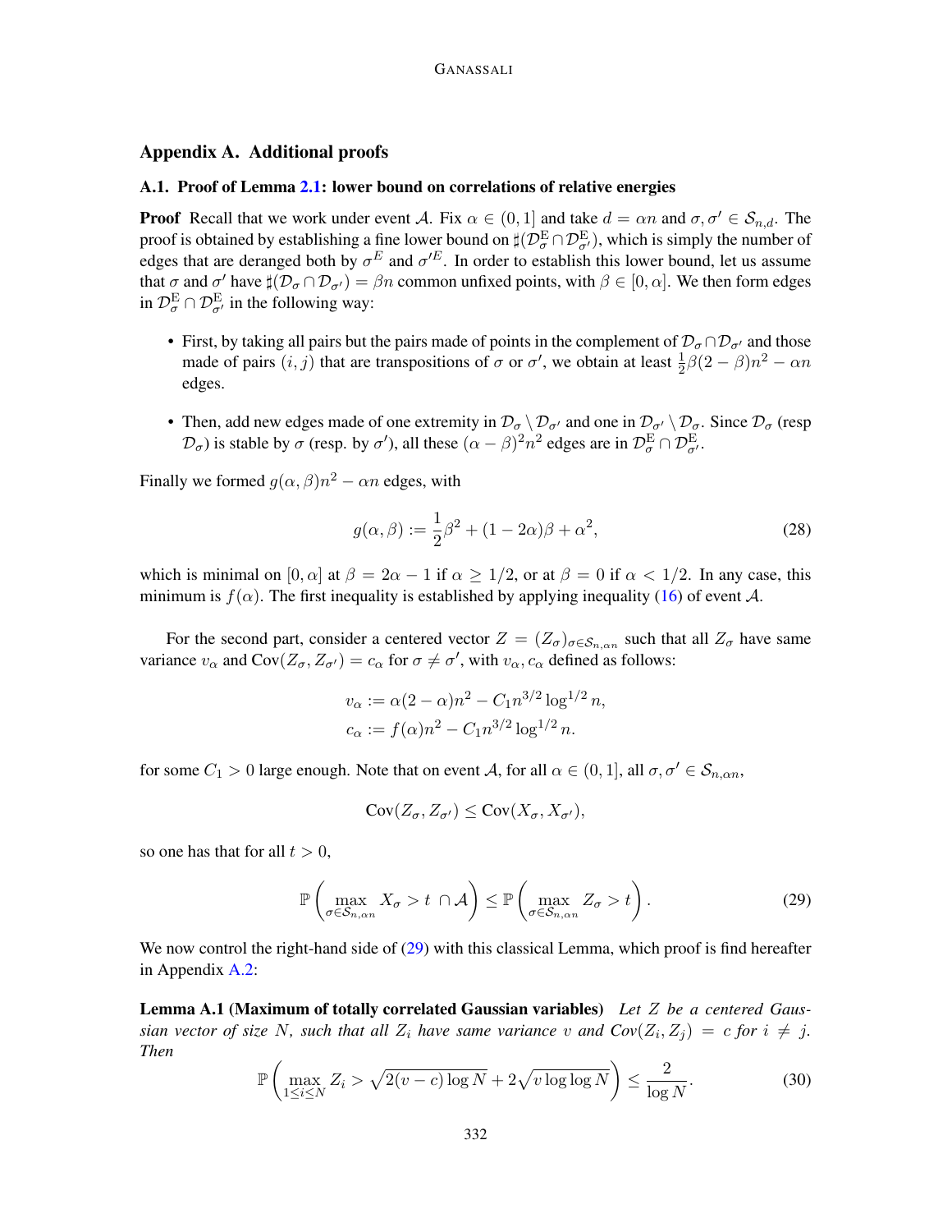## Appendix A. Additional proofs

### A.1. Proof of Lemma 2.1: lower bound on correlations of relative energies

**Proof** Recall that we work under event $\mathcal{A}$. Fix $\alpha \in (0, 1]$ and take $d = \alpha n$ and $\sigma, \sigma' \in \mathcal{S}_{n,d}$. The proof is obtained by establishing a fine lower bound on $\sharp(\mathcal{D}_\sigma^{\mathrm{E}} \cap \mathcal{D}_{\sigma'}^{\mathrm{E}})$, which is simply the number of edges that are deranged both by $\sigma^E$ and $\sigma'^E$. In order to establish this lower bound, let us assume that $\sigma$ and $\sigma'$ have $\sharp(\mathcal{D}_\sigma \cap \mathcal{D}_{\sigma'}) = \beta n$ common unfixed points, with $\beta \in [0, \alpha]$. We then form edges in $\mathcal{D}_\sigma^{\mathrm{E}} \cap \mathcal{D}_{\sigma'}^{\mathrm{E}}$ in the following way:

- First, by taking all pairs but the pairs made of points in the complement of $\mathcal{D}_\sigma \cap \mathcal{D}_{\sigma'}$ and those made of pairs $(i, j)$ that are transpositions of $\sigma$ or $\sigma'$, we obtain at least $\frac{1}{2}\beta(2-\beta)n^2 - \alpha n$ edges.
- Then, add new edges made of one extremity in $\mathcal{D}_\sigma \setminus \mathcal{D}_{\sigma'}$ and one in $\mathcal{D}_{\sigma'} \setminus \mathcal{D}_\sigma$. Since $\mathcal{D}_\sigma$ (resp $\mathcal{D}_\sigma$) is stable by $\sigma$ (resp. by $\sigma'$), all these $(\alpha - \beta)^2 n^2$ edges are in $\mathcal{D}_\sigma^{\mathrm{E}} \cap \mathcal{D}_{\sigma'}^{\mathrm{E}}$.

Finally we formed $g(\alpha, \beta)n^2 - \alpha n$ edges, with

$$g(\alpha, \beta) := \frac{1}{2}\beta^2 + (1 - 2\alpha)\beta + \alpha^2, \tag{28}$$

which is minimal on $[0, \alpha]$ at $\beta = 2\alpha - 1$ if $\alpha \geq 1/2$, or at $\beta = 0$ if $\alpha < 1/2$. In any case, this minimum is $f(\alpha)$. The first inequality is established by applying inequality (16) of event $\mathcal{A}$.

For the second part, consider a centered vector $Z = (Z_\sigma)_{\sigma \in \mathcal{S}_{n,\alpha n}}$ such that all $Z_\sigma$ have same variance $v_\alpha$ and $\mathrm{Cov}(Z_\sigma, Z_{\sigma'}) = c_\alpha$ for $\sigma \neq \sigma'$, with $v_\alpha, c_\alpha$ defined as follows:

$$\begin{aligned}
v_\alpha &:= \alpha(2-\alpha)n^2 - C_1 n^{3/2} \log^{1/2} n, \\
c_\alpha &:= f(\alpha)n^2 - C_1 n^{3/2} \log^{1/2} n.
\end{aligned}$$

for some $C_1 > 0$ large enough. Note that on event $\mathcal{A}$, for all $\alpha \in (0, 1]$, all $\sigma, \sigma' \in \mathcal{S}_{n,\alpha n}$,

$$\mathrm{Cov}(Z_\sigma, Z_{\sigma'}) \leq \mathrm{Cov}(X_\sigma, X_{\sigma'}),$$

so one has that for all $t > 0$,

$$\mathbb{P}\left( \max_{\sigma \in \mathcal{S}_{n,\alpha n}} X_\sigma > t \cap \mathcal{A} \right) \leq \mathbb{P}\left( \max_{\sigma \in \mathcal{S}_{n,\alpha n}} Z_\sigma > t \right). \tag{29}$$

We now control the right-hand side of (29) with this classical Lemma, which proof is find hereafter in Appendix A.2:

**Lemma A.1 (Maximum of totally correlated Gaussian variables)** *Let $Z$ be a centered Gaussian vector of size $N$, such that all $Z_i$ have same variance $v$ and $Cov(Z_i, Z_j) = c$ for $i \neq j$. Then*

$$\mathbb{P}\left( \max_{1 \leq i \leq N} Z_i > \sqrt{2(v-c)\log N} + 2\sqrt{v \log\log N} \right) \leq \frac{2}{\log N}. \tag{30}$$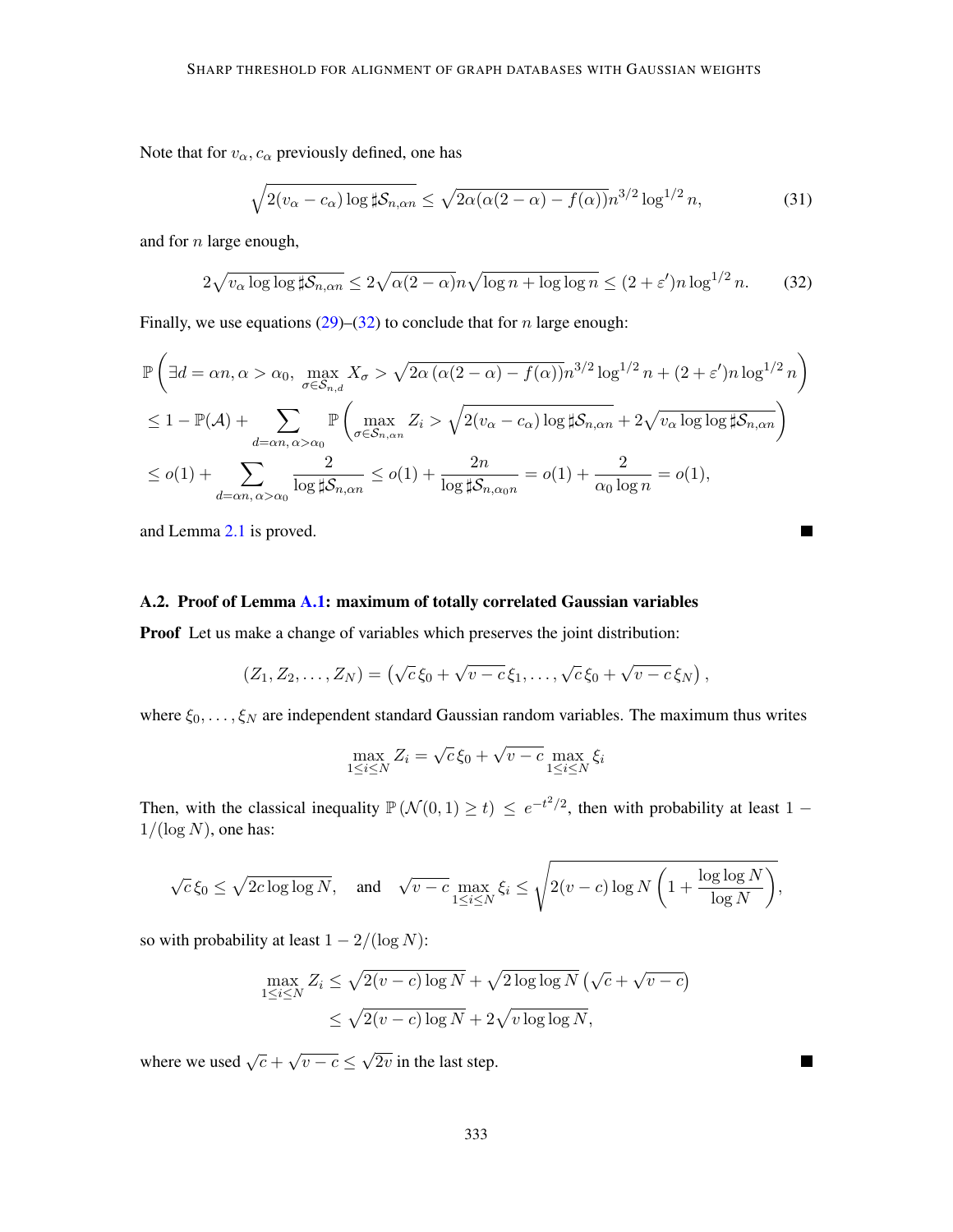Note that for $v_\alpha, c_\alpha$ previously defined, one has

$$\sqrt{2(v_\alpha - c_\alpha)\log \sharp\mathcal{S}_{n,\alpha n}} \leq \sqrt{2\alpha(\alpha(2-\alpha) - f(\alpha))} n^{3/2} \log^{1/2} n, \tag{31}$$

and for $n$ large enough,

$$2\sqrt{v_\alpha \log\log \sharp\mathcal{S}_{n,\alpha n}} \leq 2\sqrt{\alpha(2-\alpha)} n \sqrt{\log n + \log\log n} \leq (2+\varepsilon') n \log^{1/2} n. \tag{32}$$

Finally, we use equations (29)–(32) to conclude that for $n$ large enough:

$$\begin{aligned}
&\mathbb{P}\left(\exists d = \alpha n, \alpha > \alpha_0, \max_{\sigma \in \mathcal{S}_{n,d}} X_\sigma > \sqrt{2\alpha\left(\alpha(2-\alpha) - f(\alpha)\right)} n^{3/2} \log^{1/2} n + (2+\varepsilon') n \log^{1/2} n\right) \\
&\leq 1 - \mathbb{P}(\mathcal{A}) + \sum_{d=\alpha n,\, \alpha > \alpha_0} \mathbb{P}\left(\max_{\sigma \in \mathcal{S}_{n,\alpha n}} Z_i > \sqrt{2(v_\alpha - c_\alpha)\log \sharp\mathcal{S}_{n,\alpha n}} + 2\sqrt{v_\alpha \log\log \sharp\mathcal{S}_{n,\alpha n}}\right) \\
&\leq o(1) + \sum_{d=\alpha n,\, \alpha > \alpha_0} \frac{2}{\log \sharp\mathcal{S}_{n,\alpha n}} \leq o(1) + \frac{2n}{\log \sharp\mathcal{S}_{n,\alpha_0 n}} = o(1) + \frac{2}{\alpha_0 \log n} = o(1),
\end{aligned}$$

and Lemma 2.1 is proved. ∎

### A.2. Proof of Lemma A.1: maximum of totally correlated Gaussian variables

**Proof** Let us make a change of variables which preserves the joint distribution:

$$(Z_1, Z_2, \ldots, Z_N) = \left(\sqrt{c}\,\xi_0 + \sqrt{v-c}\,\xi_1, \ldots, \sqrt{c}\,\xi_0 + \sqrt{v-c}\,\xi_N\right),$$

where $\xi_0, \ldots, \xi_N$ are independent standard Gaussian random variables. The maximum thus writes

$$\max_{1 \leq i \leq N} Z_i = \sqrt{c}\,\xi_0 + \sqrt{v-c} \max_{1 \leq i \leq N} \xi_i$$

Then, with the classical inequality $\mathbb{P}\left(\mathcal{N}(0,1) \geq t\right) \leq e^{-t^2/2}$, then with probability at least $1 - 1/(\log N)$, one has:

$$\sqrt{c}\,\xi_0 \leq \sqrt{2c\log\log N}, \quad \text{and} \quad \sqrt{v-c} \max_{1 \leq i \leq N} \xi_i \leq \sqrt{2(v-c)\log N\left(1 + \frac{\log\log N}{\log N}\right)},$$

so with probability at least $1 - 2/(\log N)$:

$$\begin{aligned}
\max_{1 \leq i \leq N} Z_i &\leq \sqrt{2(v-c)\log N} + \sqrt{2\log\log N}\left(\sqrt{c} + \sqrt{v-c}\right) \\
&\leq \sqrt{2(v-c)\log N} + 2\sqrt{v\log\log N},
\end{aligned}$$

where we used $\sqrt{c} + \sqrt{v-c} \leq \sqrt{2v}$ in the last step. ∎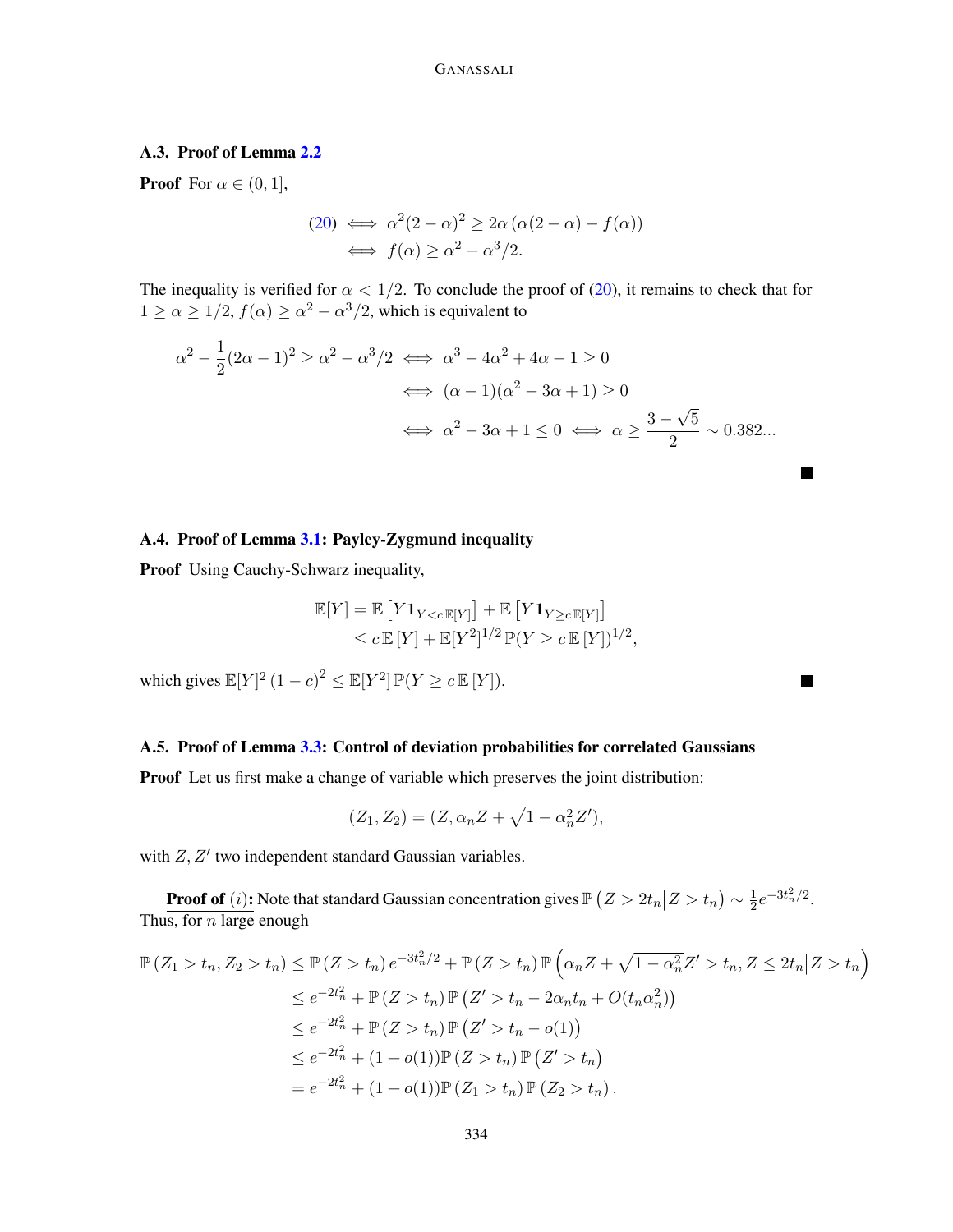### A.3. Proof of Lemma 2.2

**Proof** For $\alpha \in (0,1]$,

$$
\begin{aligned}
(20) &\iff \alpha^2(2-\alpha)^2 \geq 2\alpha\left(\alpha(2-\alpha) - f(\alpha)\right) \\
&\iff f(\alpha) \geq \alpha^2 - \alpha^3/2.
\end{aligned}
$$

The inequality is verified for $\alpha < 1/2$. To conclude the proof of (20), it remains to check that for $1 \geq \alpha \geq 1/2$, $f(\alpha) \geq \alpha^2 - \alpha^3/2$, which is equivalent to

$$
\begin{aligned}
\alpha^2 - \frac{1}{2}(2\alpha - 1)^2 \geq \alpha^2 - \alpha^3/2 &\iff \alpha^3 - 4\alpha^2 + 4\alpha - 1 \geq 0 \\
&\iff (\alpha - 1)(\alpha^2 - 3\alpha + 1) \geq 0 \\
&\iff \alpha^2 - 3\alpha + 1 \leq 0 \iff \alpha \geq \frac{3 - \sqrt{5}}{2} \sim 0.382...
\end{aligned}
$$

■

### A.4. Proof of Lemma 3.1: Payley-Zygmund inequality

**Proof** Using Cauchy-Schwarz inequality,

$$
\begin{aligned}
\mathbb{E}[Y] &= \mathbb{E}\left[Y \mathbf{1}_{Y < c\,\mathbb{E}[Y]}\right] + \mathbb{E}\left[Y \mathbf{1}_{Y \geq c\,\mathbb{E}[Y]}\right] \\
&\leq c\,\mathbb{E}\left[Y\right] + \mathbb{E}[Y^2]^{1/2}\,\mathbb{P}(Y \geq c\,\mathbb{E}\left[Y\right])^{1/2},
\end{aligned}
$$

which gives $\mathbb{E}[Y]^2\left(1-c\right)^2 \leq \mathbb{E}[Y^2]\,\mathbb{P}(Y \geq c\,\mathbb{E}\left[Y\right])$. ■

### A.5. Proof of Lemma 3.3: Control of deviation probabilities for correlated Gaussians

**Proof** Let us first make a change of variable which preserves the joint distribution:

$$
(Z_1, Z_2) = (Z, \alpha_n Z + \sqrt{1-\alpha_n^2} Z'),
$$

with $Z, Z'$ two independent standard Gaussian variables.

**Proof of $(i)$:** Note that standard Gaussian concentration gives $\mathbb{P}\left(Z > 2t_n \middle| Z > t_n\right) \sim \frac{1}{2} e^{-3t_n^2/2}$. Thus, for $n$ large enough

$$
\begin{aligned}
\mathbb{P}\left(Z_1 > t_n, Z_2 > t_n\right) &\leq \mathbb{P}\left(Z > t_n\right) e^{-3t_n^2/2} + \mathbb{P}\left(Z > t_n\right) \mathbb{P}\left(\alpha_n Z + \sqrt{1-\alpha_n^2} Z' > t_n, Z \leq 2t_n \middle| Z > t_n\right) \\
&\leq e^{-2t_n^2} + \mathbb{P}\left(Z > t_n\right) \mathbb{P}\left(Z' > t_n - 2\alpha_n t_n + O(t_n \alpha_n^2)\right) \\
&\leq e^{-2t_n^2} + \mathbb{P}\left(Z > t_n\right) \mathbb{P}\left(Z' > t_n - o(1)\right) \\
&\leq e^{-2t_n^2} + (1+o(1))\mathbb{P}\left(Z > t_n\right) \mathbb{P}\left(Z' > t_n\right) \\
&= e^{-2t_n^2} + (1+o(1))\mathbb{P}\left(Z_1 > t_n\right) \mathbb{P}\left(Z_2 > t_n\right).
\end{aligned}
$$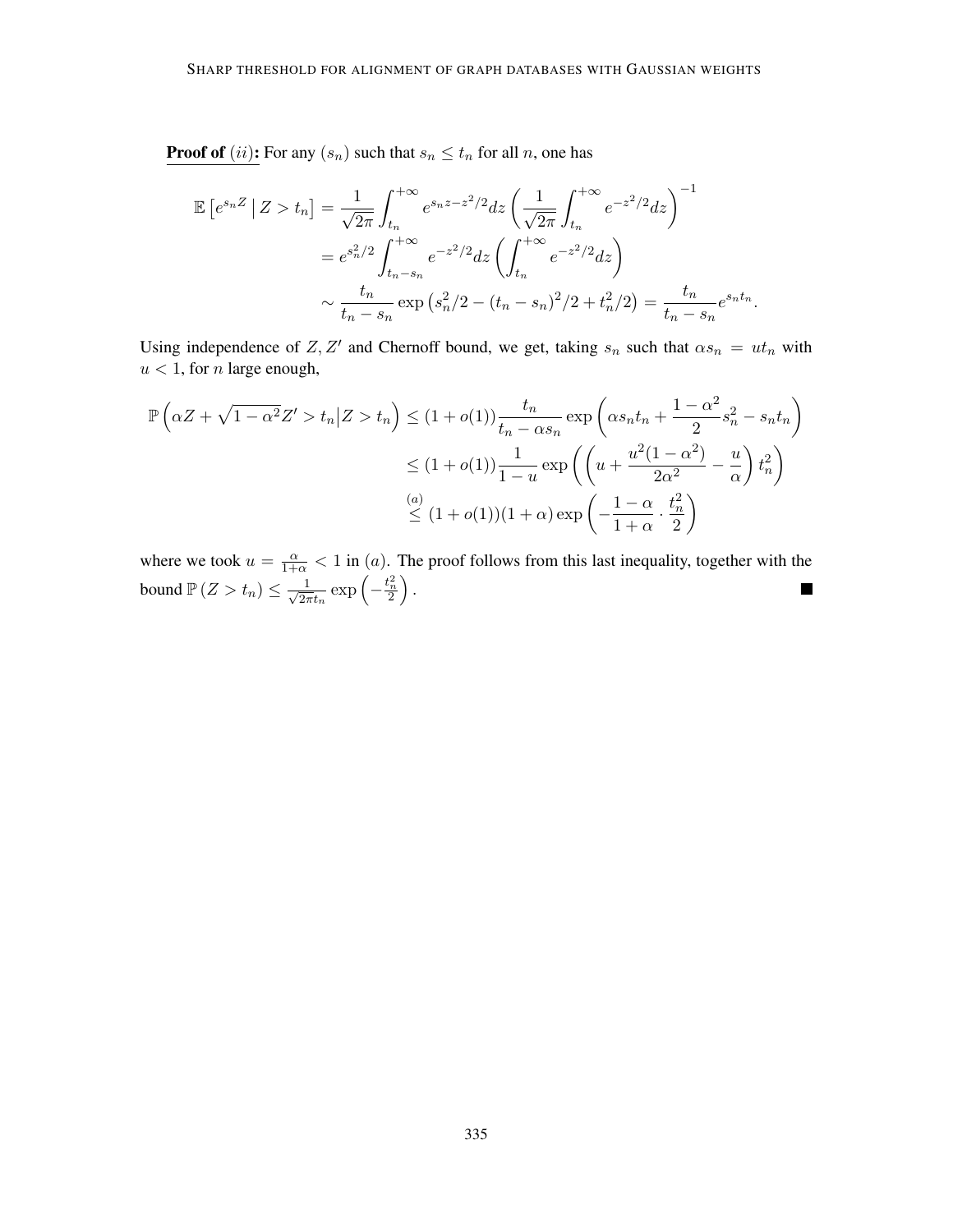**Proof of $(ii)$:** For any $(s_n)$ such that $s_n \leq t_n$ for all $n$, one has

$$
\begin{aligned}
\mathbb{E}\left[e^{s_n Z} \,\middle|\, Z > t_n\right] &= \frac{1}{\sqrt{2\pi}} \int_{t_n}^{+\infty} e^{s_n z - z^2/2} dz \left( \frac{1}{\sqrt{2\pi}} \int_{t_n}^{+\infty} e^{-z^2/2} dz \right)^{-1} \\
&= e^{s_n^2/2} \int_{t_n - s_n}^{+\infty} e^{-z^2/2} dz \left( \int_{t_n}^{+\infty} e^{-z^2/2} dz \right) \\
&\sim \frac{t_n}{t_n - s_n} \exp\left(s_n^2/2 - (t_n - s_n)^2/2 + t_n^2/2\right) = \frac{t_n}{t_n - s_n} e^{s_n t_n}.
\end{aligned}
$$

Using independence of $Z, Z'$ and Chernoff bound, we get, taking $s_n$ such that $\alpha s_n = u t_n$ with $u < 1$, for $n$ large enough,

$$
\begin{aligned}
\mathbb{P}\left(\alpha Z + \sqrt{1-\alpha^2} Z' > t_n \middle| Z > t_n\right) &\leq (1 + o(1)) \frac{t_n}{t_n - \alpha s_n} \exp\left(\alpha s_n t_n + \frac{1-\alpha^2}{2} s_n^2 - s_n t_n\right) \\
&\leq (1 + o(1)) \frac{1}{1-u} \exp\left( \left( u + \frac{u^2(1-\alpha^2)}{2\alpha^2} - \frac{u}{\alpha} \right) t_n^2 \right) \\
&\overset{(a)}{\leq} (1 + o(1))(1 + \alpha) \exp\left( -\frac{1-\alpha}{1+\alpha} \cdot \frac{t_n^2}{2} \right)
\end{aligned}
$$

where we took $u = \frac{\alpha}{1+\alpha} < 1$ in $(a)$. The proof follows from this last inequality, together with the bound $\mathbb{P}(Z > t_n) \leq \frac{1}{\sqrt{2\pi} t_n} \exp\left(-\frac{t_n^2}{2}\right)$. ■